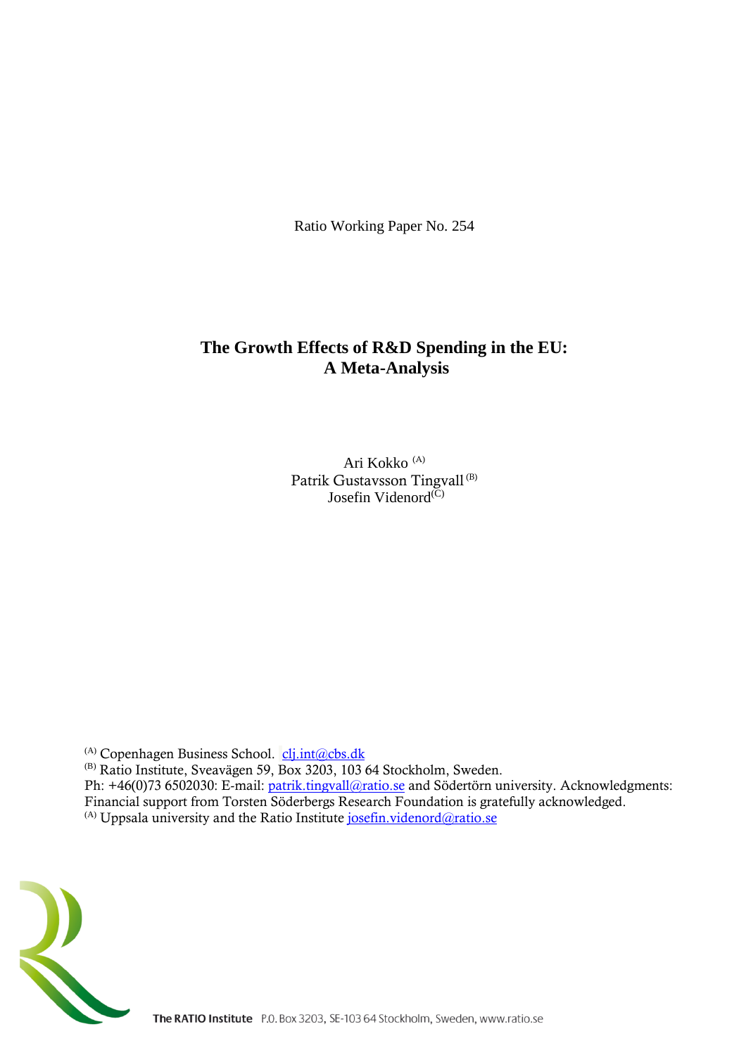Ratio Working Paper No. 254

# The Growth Effects of R&D Spending in the EU: A Meta-Analysis

Ari Kokko [(A)]
Patrik Gustavsson Tingvall [(B)]
Josefin Videnord[(C)]

[(A)] Copenhagen Business School. clj.int@cbs.dk
[(B)] Ratio Institute, Sveavägen 59, Box 3203, 103 64 Stockholm, Sweden.
Ph: +46(0)73 6502030: E-mail: patrik.tingvall@ratio.se and Södertörn university. Acknowledgments: Financial support from Torsten Söderbergs Research Foundation is gratefully acknowledged.
[(A)] Uppsala university and the Ratio Institute josefin.videnord@ratio.se

The RATIO Institute P.O. Box 3203, SE-103 64 Stockholm, Sweden, www.ratio.se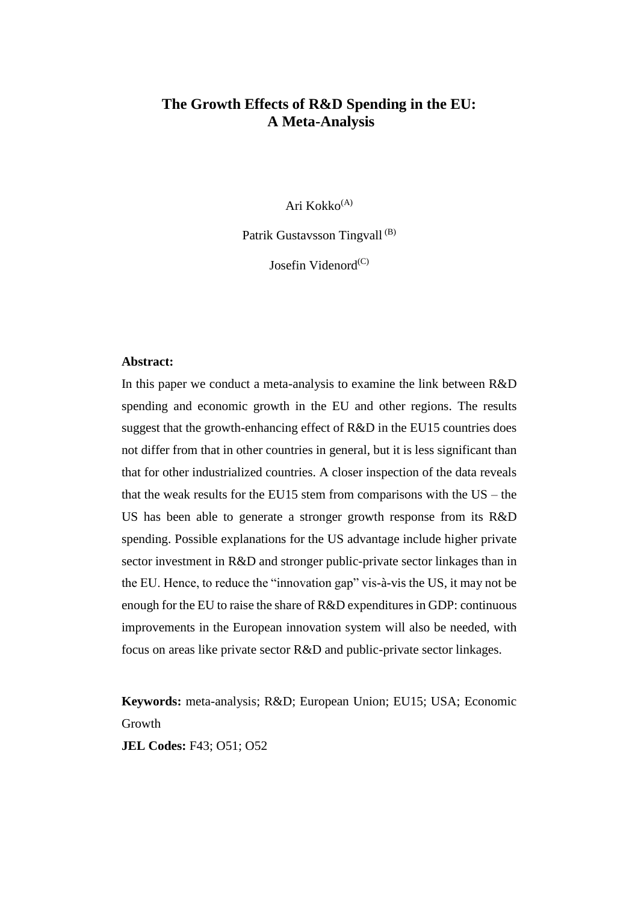# The Growth Effects of R&D Spending in the EU: A Meta-Analysis

Ari Kokko[A]

Patrik Gustavsson Tingvall [B]

Josefin Videnord[C]

**Abstract:**

In this paper we conduct a meta-analysis to examine the link between R&D spending and economic growth in the EU and other regions. The results suggest that the growth-enhancing effect of R&D in the EU15 countries does not differ from that in other countries in general, but it is less significant than that for other industrialized countries. A closer inspection of the data reveals that the weak results for the EU15 stem from comparisons with the US – the US has been able to generate a stronger growth response from its R&D spending. Possible explanations for the US advantage include higher private sector investment in R&D and stronger public-private sector linkages than in the EU. Hence, to reduce the "innovation gap" vis-à-vis the US, it may not be enough for the EU to raise the share of R&D expenditures in GDP: continuous improvements in the European innovation system will also be needed, with focus on areas like private sector R&D and public-private sector linkages.

**Keywords:** meta-analysis; R&D; European Union; EU15; USA; Economic Growth

**JEL Codes:** F43; O51; O52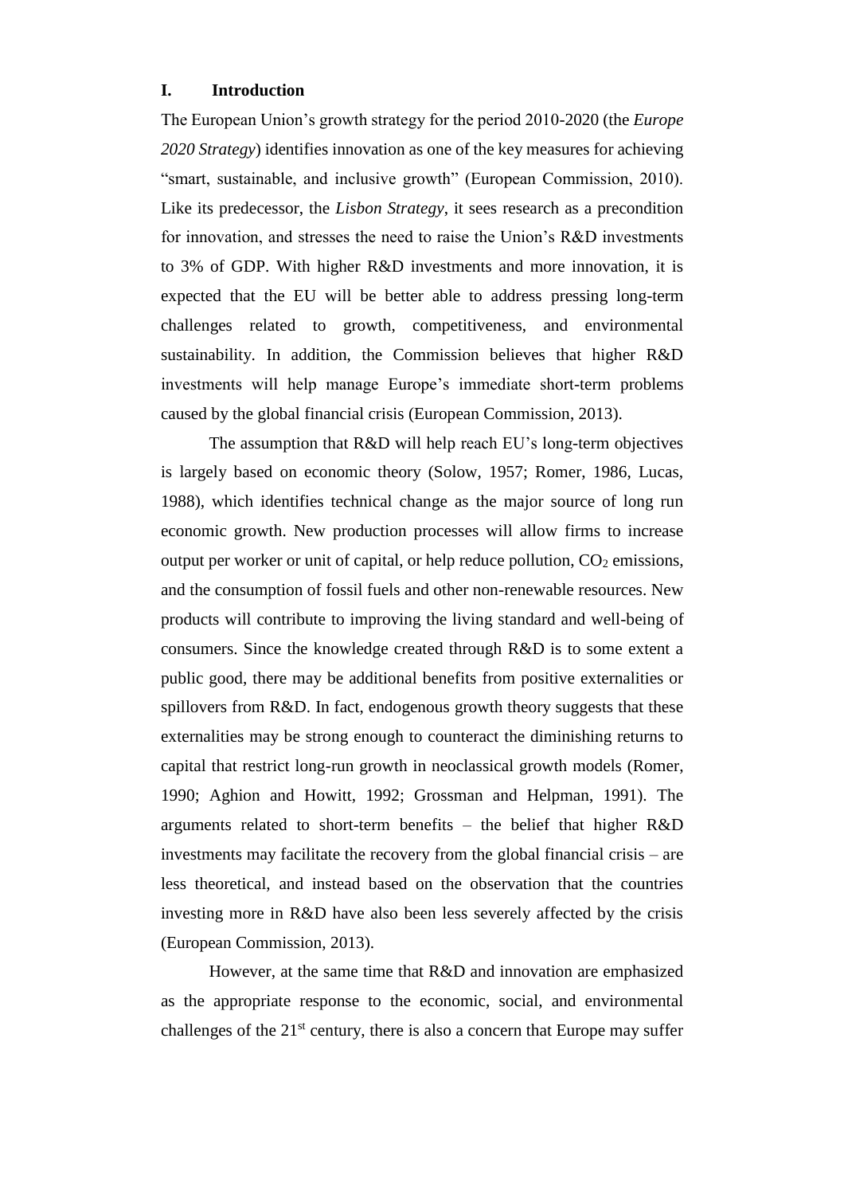## I. Introduction

The European Union's growth strategy for the period 2010-2020 (the *Europe 2020 Strategy*) identifies innovation as one of the key measures for achieving "smart, sustainable, and inclusive growth" (European Commission, 2010). Like its predecessor, the *Lisbon Strategy*, it sees research as a precondition for innovation, and stresses the need to raise the Union's R&D investments to 3% of GDP. With higher R&D investments and more innovation, it is expected that the EU will be better able to address pressing long-term challenges related to growth, competitiveness, and environmental sustainability. In addition, the Commission believes that higher R&D investments will help manage Europe's immediate short-term problems caused by the global financial crisis (European Commission, 2013).

The assumption that R&D will help reach EU's long-term objectives is largely based on economic theory (Solow, 1957; Romer, 1986, Lucas, 1988), which identifies technical change as the major source of long run economic growth. New production processes will allow firms to increase output per worker or unit of capital, or help reduce pollution, $CO_2$ emissions, and the consumption of fossil fuels and other non-renewable resources. New products will contribute to improving the living standard and well-being of consumers. Since the knowledge created through R&D is to some extent a public good, there may be additional benefits from positive externalities or spillovers from R&D. In fact, endogenous growth theory suggests that these externalities may be strong enough to counteract the diminishing returns to capital that restrict long-run growth in neoclassical growth models (Romer, 1990; Aghion and Howitt, 1992; Grossman and Helpman, 1991). The arguments related to short-term benefits – the belief that higher R&D investments may facilitate the recovery from the global financial crisis – are less theoretical, and instead based on the observation that the countries investing more in R&D have also been less severely affected by the crisis (European Commission, 2013).

However, at the same time that R&D and innovation are emphasized as the appropriate response to the economic, social, and environmental challenges of the 21st century, there is also a concern that Europe may suffer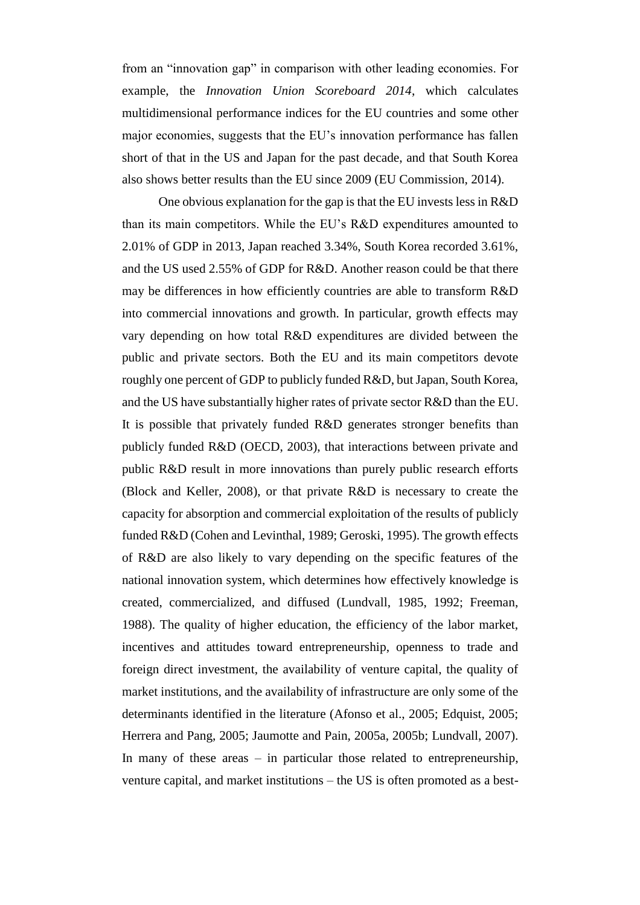from an "innovation gap" in comparison with other leading economies. For example, the *Innovation Union Scoreboard 2014*, which calculates multidimensional performance indices for the EU countries and some other major economies, suggests that the EU's innovation performance has fallen short of that in the US and Japan for the past decade, and that South Korea also shows better results than the EU since 2009 (EU Commission, 2014).

One obvious explanation for the gap is that the EU invests less in R&D than its main competitors. While the EU's R&D expenditures amounted to 2.01% of GDP in 2013, Japan reached 3.34%, South Korea recorded 3.61%, and the US used 2.55% of GDP for R&D. Another reason could be that there may be differences in how efficiently countries are able to transform R&D into commercial innovations and growth. In particular, growth effects may vary depending on how total R&D expenditures are divided between the public and private sectors. Both the EU and its main competitors devote roughly one percent of GDP to publicly funded R&D, but Japan, South Korea, and the US have substantially higher rates of private sector R&D than the EU. It is possible that privately funded R&D generates stronger benefits than publicly funded R&D (OECD, 2003), that interactions between private and public R&D result in more innovations than purely public research efforts (Block and Keller, 2008), or that private R&D is necessary to create the capacity for absorption and commercial exploitation of the results of publicly funded R&D (Cohen and Levinthal, 1989; Geroski, 1995). The growth effects of R&D are also likely to vary depending on the specific features of the national innovation system, which determines how effectively knowledge is created, commercialized, and diffused (Lundvall, 1985, 1992; Freeman, 1988). The quality of higher education, the efficiency of the labor market, incentives and attitudes toward entrepreneurship, openness to trade and foreign direct investment, the availability of venture capital, the quality of market institutions, and the availability of infrastructure are only some of the determinants identified in the literature (Afonso et al., 2005; Edquist, 2005; Herrera and Pang, 2005; Jaumotte and Pain, 2005a, 2005b; Lundvall, 2007). In many of these areas – in particular those related to entrepreneurship, venture capital, and market institutions – the US is often promoted as a best-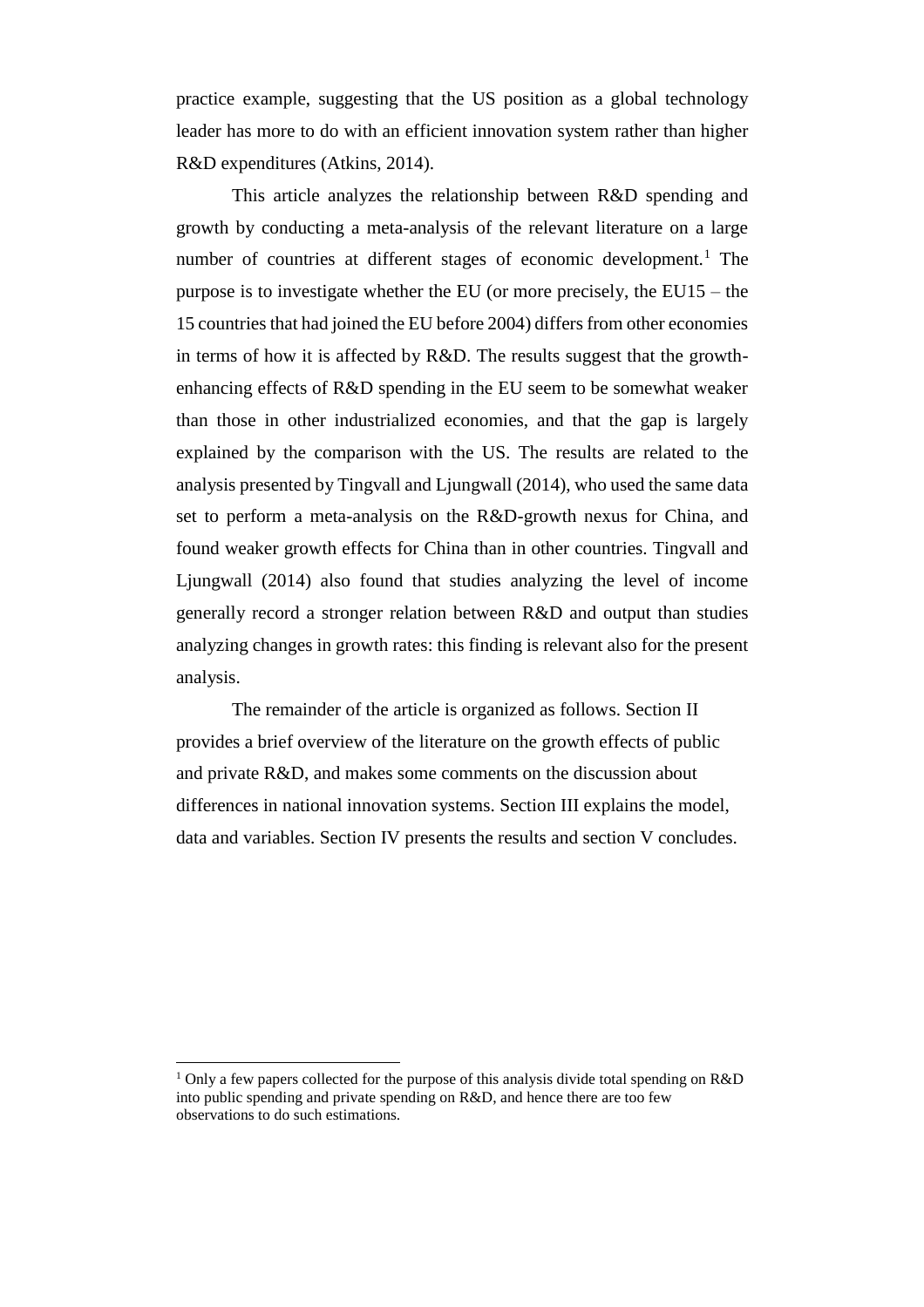practice example, suggesting that the US position as a global technology leader has more to do with an efficient innovation system rather than higher R&D expenditures (Atkins, 2014).

This article analyzes the relationship between R&D spending and growth by conducting a meta-analysis of the relevant literature on a large number of countries at different stages of economic development.[1] The purpose is to investigate whether the EU (or more precisely, the EU15 – the 15 countries that had joined the EU before 2004) differs from other economies in terms of how it is affected by R&D. The results suggest that the growth-enhancing effects of R&D spending in the EU seem to be somewhat weaker than those in other industrialized economies, and that the gap is largely explained by the comparison with the US. The results are related to the analysis presented by Tingvall and Ljungwall (2014), who used the same data set to perform a meta-analysis on the R&D-growth nexus for China, and found weaker growth effects for China than in other countries. Tingvall and Ljungwall (2014) also found that studies analyzing the level of income generally record a stronger relation between R&D and output than studies analyzing changes in growth rates: this finding is relevant also for the present analysis.

The remainder of the article is organized as follows. Section II provides a brief overview of the literature on the growth effects of public and private R&D, and makes some comments on the discussion about differences in national innovation systems. Section III explains the model, data and variables. Section IV presents the results and section V concludes.

[1] Only a few papers collected for the purpose of this analysis divide total spending on R&D into public spending and private spending on R&D, and hence there are too few observations to do such estimations.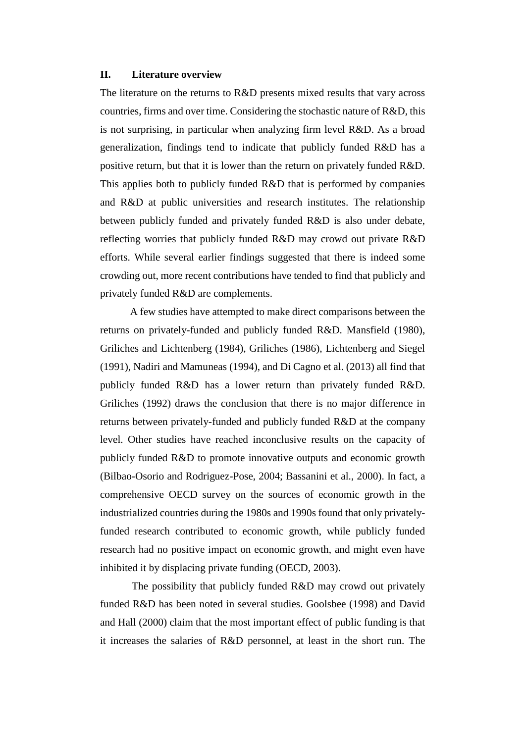## II. Literature overview

The literature on the returns to R&D presents mixed results that vary across countries, firms and over time. Considering the stochastic nature of R&D, this is not surprising, in particular when analyzing firm level R&D. As a broad generalization, findings tend to indicate that publicly funded R&D has a positive return, but that it is lower than the return on privately funded R&D. This applies both to publicly funded R&D that is performed by companies and R&D at public universities and research institutes. The relationship between publicly funded and privately funded R&D is also under debate, reflecting worries that publicly funded R&D may crowd out private R&D efforts. While several earlier findings suggested that there is indeed some crowding out, more recent contributions have tended to find that publicly and privately funded R&D are complements.

A few studies have attempted to make direct comparisons between the returns on privately-funded and publicly funded R&D. Mansfield (1980), Griliches and Lichtenberg (1984), Griliches (1986), Lichtenberg and Siegel (1991), Nadiri and Mamuneas (1994), and Di Cagno et al. (2013) all find that publicly funded R&D has a lower return than privately funded R&D. Griliches (1992) draws the conclusion that there is no major difference in returns between privately-funded and publicly funded R&D at the company level. Other studies have reached inconclusive results on the capacity of publicly funded R&D to promote innovative outputs and economic growth (Bilbao-Osorio and Rodriguez-Pose, 2004; Bassanini et al., 2000). In fact, a comprehensive OECD survey on the sources of economic growth in the industrialized countries during the 1980s and 1990s found that only privately-funded research contributed to economic growth, while publicly funded research had no positive impact on economic growth, and might even have inhibited it by displacing private funding (OECD, 2003).

The possibility that publicly funded R&D may crowd out privately funded R&D has been noted in several studies. Goolsbee (1998) and David and Hall (2000) claim that the most important effect of public funding is that it increases the salaries of R&D personnel, at least in the short run. The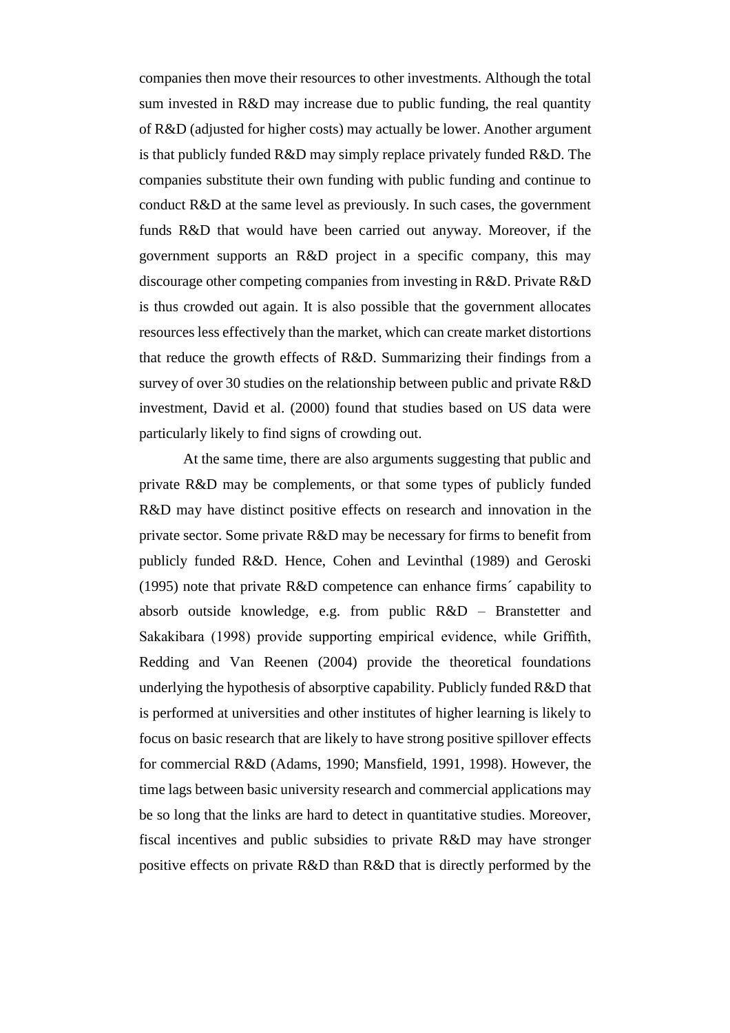companies then move their resources to other investments. Although the total sum invested in R&D may increase due to public funding, the real quantity of R&D (adjusted for higher costs) may actually be lower. Another argument is that publicly funded R&D may simply replace privately funded R&D. The companies substitute their own funding with public funding and continue to conduct R&D at the same level as previously. In such cases, the government funds R&D that would have been carried out anyway. Moreover, if the government supports an R&D project in a specific company, this may discourage other competing companies from investing in R&D. Private R&D is thus crowded out again. It is also possible that the government allocates resources less effectively than the market, which can create market distortions that reduce the growth effects of R&D. Summarizing their findings from a survey of over 30 studies on the relationship between public and private R&D investment, David et al. (2000) found that studies based on US data were particularly likely to find signs of crowding out.

At the same time, there are also arguments suggesting that public and private R&D may be complements, or that some types of publicly funded R&D may have distinct positive effects on research and innovation in the private sector. Some private R&D may be necessary for firms to benefit from publicly funded R&D. Hence, Cohen and Levinthal (1989) and Geroski (1995) note that private R&D competence can enhance firms´ capability to absorb outside knowledge, e.g. from public R&D – Branstetter and Sakakibara (1998) provide supporting empirical evidence, while Griffith, Redding and Van Reenen (2004) provide the theoretical foundations underlying the hypothesis of absorptive capability. Publicly funded R&D that is performed at universities and other institutes of higher learning is likely to focus on basic research that are likely to have strong positive spillover effects for commercial R&D (Adams, 1990; Mansfield, 1991, 1998). However, the time lags between basic university research and commercial applications may be so long that the links are hard to detect in quantitative studies. Moreover, fiscal incentives and public subsidies to private R&D may have stronger positive effects on private R&D than R&D that is directly performed by the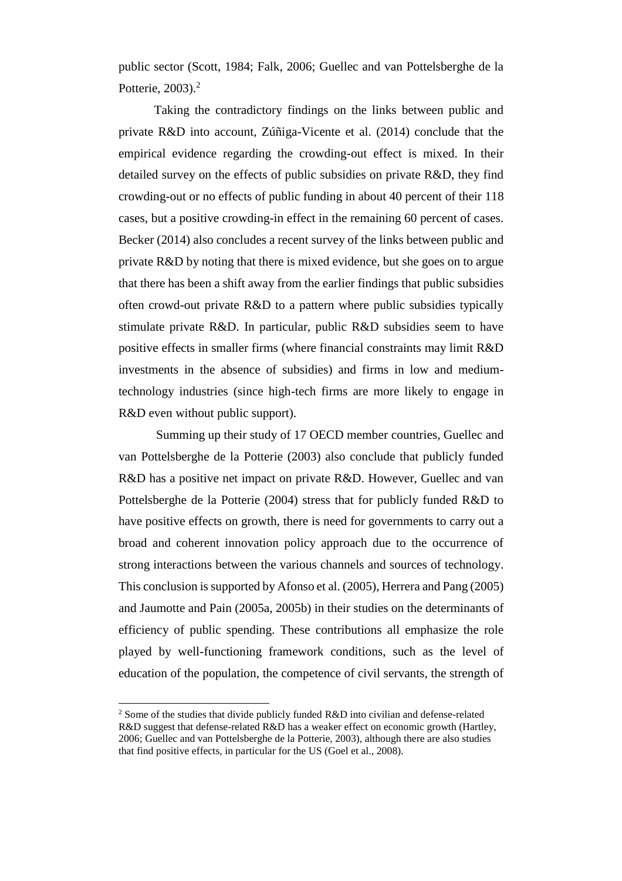public sector (Scott, 1984; Falk, 2006; Guellec and van Pottelsberghe de la Potterie, 2003).[2]

Taking the contradictory findings on the links between public and private R&D into account, Zúñiga-Vicente et al. (2014) conclude that the empirical evidence regarding the crowding-out effect is mixed. In their detailed survey on the effects of public subsidies on private R&D, they find crowding-out or no effects of public funding in about 40 percent of their 118 cases, but a positive crowding-in effect in the remaining 60 percent of cases. Becker (2014) also concludes a recent survey of the links between public and private R&D by noting that there is mixed evidence, but she goes on to argue that there has been a shift away from the earlier findings that public subsidies often crowd-out private R&D to a pattern where public subsidies typically stimulate private R&D. In particular, public R&D subsidies seem to have positive effects in smaller firms (where financial constraints may limit R&D investments in the absence of subsidies) and firms in low and medium-technology industries (since high-tech firms are more likely to engage in R&D even without public support).

Summing up their study of 17 OECD member countries, Guellec and van Pottelsberghe de la Potterie (2003) also conclude that publicly funded R&D has a positive net impact on private R&D. However, Guellec and van Pottelsberghe de la Potterie (2004) stress that for publicly funded R&D to have positive effects on growth, there is need for governments to carry out a broad and coherent innovation policy approach due to the occurrence of strong interactions between the various channels and sources of technology. This conclusion is supported by Afonso et al. (2005), Herrera and Pang (2005) and Jaumotte and Pain (2005a, 2005b) in their studies on the determinants of efficiency of public spending. These contributions all emphasize the role played by well-functioning framework conditions, such as the level of education of the population, the competence of civil servants, the strength of

[2] Some of the studies that divide publicly funded R&D into civilian and defense-related R&D suggest that defense-related R&D has a weaker effect on economic growth (Hartley, 2006; Guellec and van Pottelsberghe de la Potterie, 2003), although there are also studies that find positive effects, in particular for the US (Goel et al., 2008).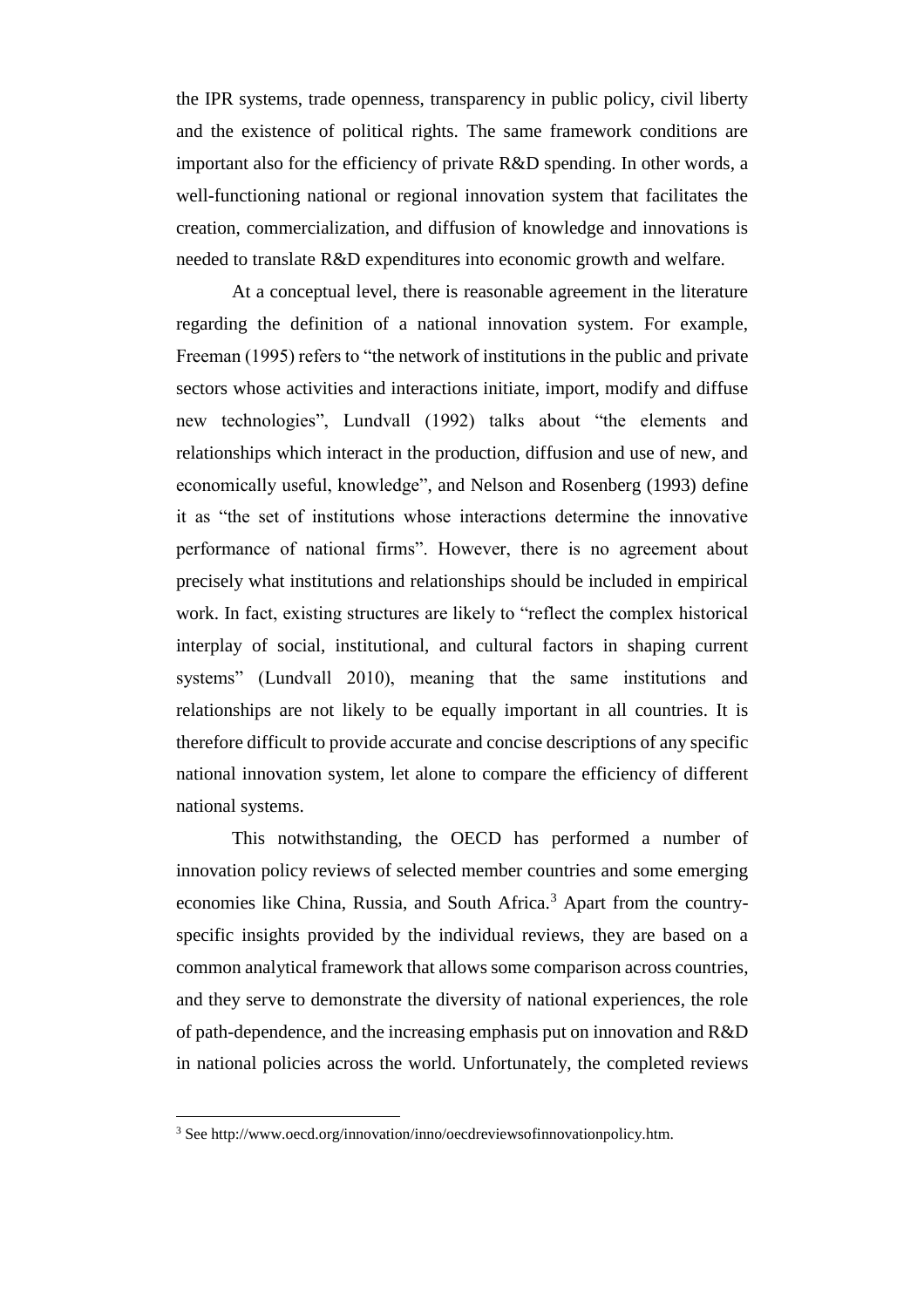the IPR systems, trade openness, transparency in public policy, civil liberty and the existence of political rights. The same framework conditions are important also for the efficiency of private R&D spending. In other words, a well-functioning national or regional innovation system that facilitates the creation, commercialization, and diffusion of knowledge and innovations is needed to translate R&D expenditures into economic growth and welfare.

At a conceptual level, there is reasonable agreement in the literature regarding the definition of a national innovation system. For example, Freeman (1995) refers to "the network of institutions in the public and private sectors whose activities and interactions initiate, import, modify and diffuse new technologies", Lundvall (1992) talks about "the elements and relationships which interact in the production, diffusion and use of new, and economically useful, knowledge", and Nelson and Rosenberg (1993) define it as "the set of institutions whose interactions determine the innovative performance of national firms". However, there is no agreement about precisely what institutions and relationships should be included in empirical work. In fact, existing structures are likely to "reflect the complex historical interplay of social, institutional, and cultural factors in shaping current systems" (Lundvall 2010), meaning that the same institutions and relationships are not likely to be equally important in all countries. It is therefore difficult to provide accurate and concise descriptions of any specific national innovation system, let alone to compare the efficiency of different national systems.

This notwithstanding, the OECD has performed a number of innovation policy reviews of selected member countries and some emerging economies like China, Russia, and South Africa.[3] Apart from the country-specific insights provided by the individual reviews, they are based on a common analytical framework that allows some comparison across countries, and they serve to demonstrate the diversity of national experiences, the role of path-dependence, and the increasing emphasis put on innovation and R&D in national policies across the world. Unfortunately, the completed reviews

[3] See http://www.oecd.org/innovation/inno/oecdreviewsofinnovationpolicy.htm.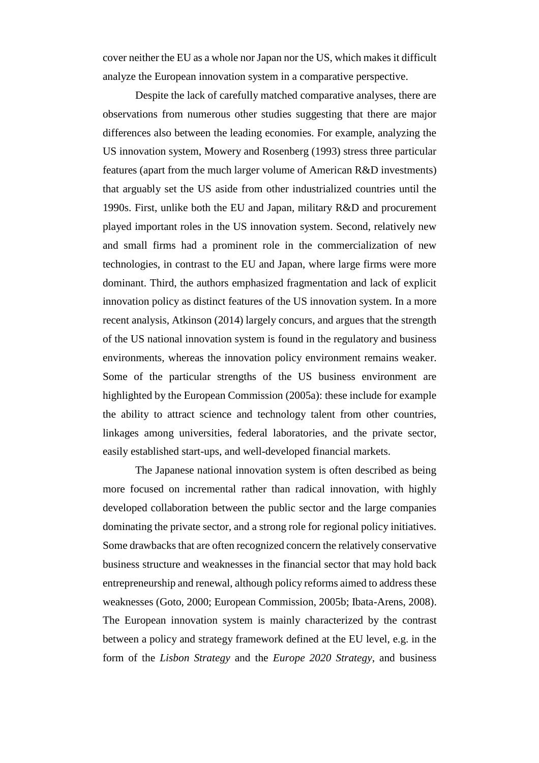cover neither the EU as a whole nor Japan nor the US, which makes it difficult analyze the European innovation system in a comparative perspective.

Despite the lack of carefully matched comparative analyses, there are observations from numerous other studies suggesting that there are major differences also between the leading economies. For example, analyzing the US innovation system, Mowery and Rosenberg (1993) stress three particular features (apart from the much larger volume of American R&D investments) that arguably set the US aside from other industrialized countries until the 1990s. First, unlike both the EU and Japan, military R&D and procurement played important roles in the US innovation system. Second, relatively new and small firms had a prominent role in the commercialization of new technologies, in contrast to the EU and Japan, where large firms were more dominant. Third, the authors emphasized fragmentation and lack of explicit innovation policy as distinct features of the US innovation system. In a more recent analysis, Atkinson (2014) largely concurs, and argues that the strength of the US national innovation system is found in the regulatory and business environments, whereas the innovation policy environment remains weaker. Some of the particular strengths of the US business environment are highlighted by the European Commission (2005a): these include for example the ability to attract science and technology talent from other countries, linkages among universities, federal laboratories, and the private sector, easily established start-ups, and well-developed financial markets.

The Japanese national innovation system is often described as being more focused on incremental rather than radical innovation, with highly developed collaboration between the public sector and the large companies dominating the private sector, and a strong role for regional policy initiatives. Some drawbacks that are often recognized concern the relatively conservative business structure and weaknesses in the financial sector that may hold back entrepreneurship and renewal, although policy reforms aimed to address these weaknesses (Goto, 2000; European Commission, 2005b; Ibata-Arens, 2008). The European innovation system is mainly characterized by the contrast between a policy and strategy framework defined at the EU level, e.g. in the form of the *Lisbon Strategy* and the *Europe 2020 Strategy*, and business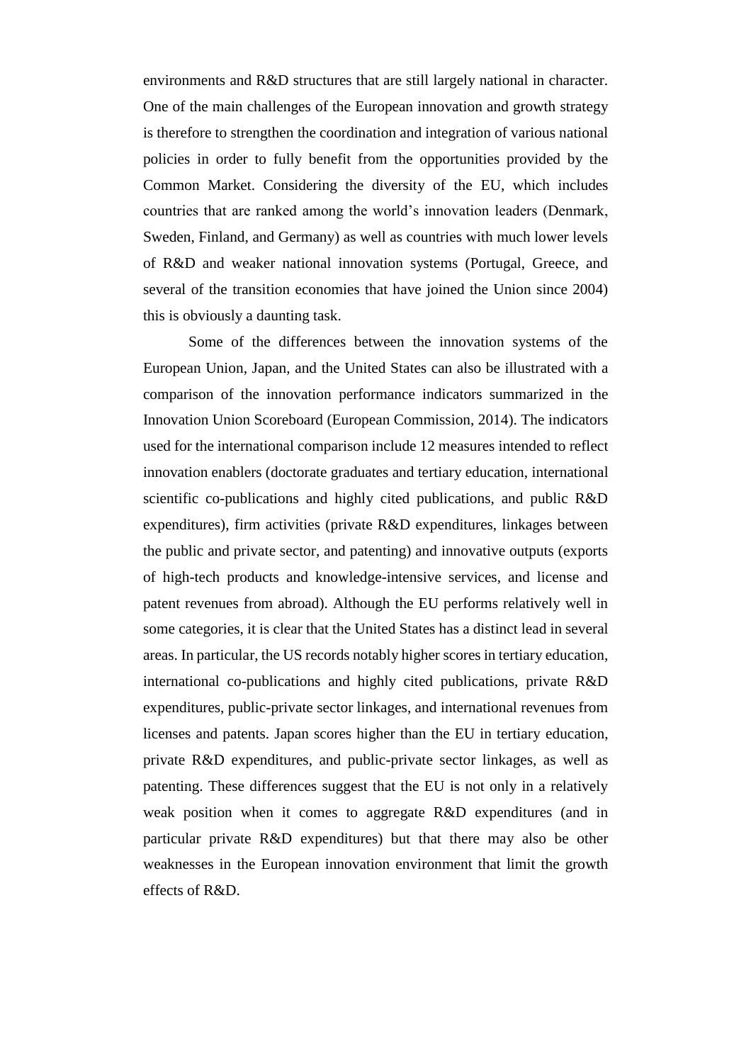environments and R&D structures that are still largely national in character. One of the main challenges of the European innovation and growth strategy is therefore to strengthen the coordination and integration of various national policies in order to fully benefit from the opportunities provided by the Common Market. Considering the diversity of the EU, which includes countries that are ranked among the world's innovation leaders (Denmark, Sweden, Finland, and Germany) as well as countries with much lower levels of R&D and weaker national innovation systems (Portugal, Greece, and several of the transition economies that have joined the Union since 2004) this is obviously a daunting task.

Some of the differences between the innovation systems of the European Union, Japan, and the United States can also be illustrated with a comparison of the innovation performance indicators summarized in the Innovation Union Scoreboard (European Commission, 2014). The indicators used for the international comparison include 12 measures intended to reflect innovation enablers (doctorate graduates and tertiary education, international scientific co-publications and highly cited publications, and public R&D expenditures), firm activities (private R&D expenditures, linkages between the public and private sector, and patenting) and innovative outputs (exports of high-tech products and knowledge-intensive services, and license and patent revenues from abroad). Although the EU performs relatively well in some categories, it is clear that the United States has a distinct lead in several areas. In particular, the US records notably higher scores in tertiary education, international co-publications and highly cited publications, private R&D expenditures, public-private sector linkages, and international revenues from licenses and patents. Japan scores higher than the EU in tertiary education, private R&D expenditures, and public-private sector linkages, as well as patenting. These differences suggest that the EU is not only in a relatively weak position when it comes to aggregate R&D expenditures (and in particular private R&D expenditures) but that there may also be other weaknesses in the European innovation environment that limit the growth effects of R&D.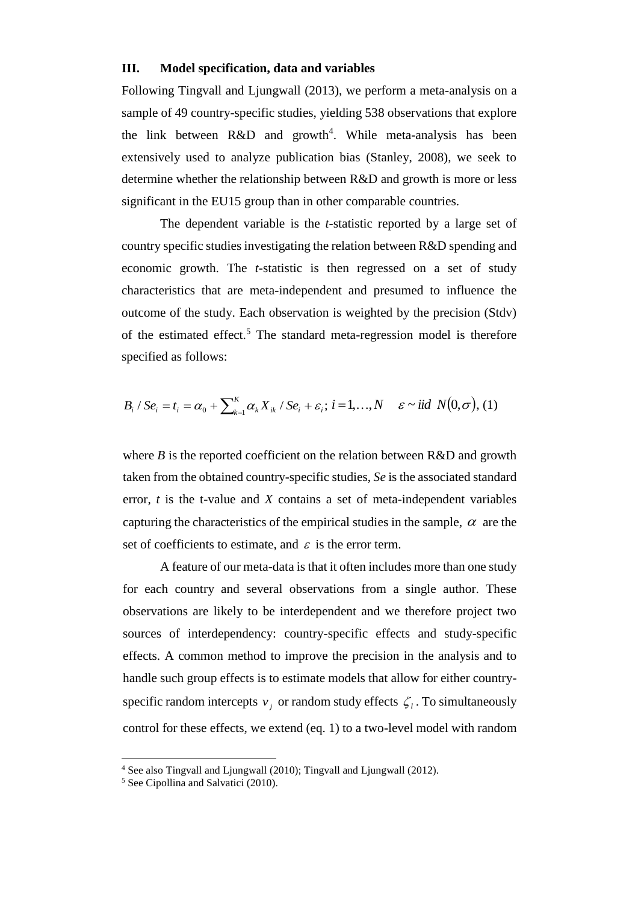## III. Model specification, data and variables

Following Tingvall and Ljungwall (2013), we perform a meta-analysis on a sample of 49 country-specific studies, yielding 538 observations that explore the link between R&D and growth[4]. While meta-analysis has been extensively used to analyze publication bias (Stanley, 2008), we seek to determine whether the relationship between R&D and growth is more or less significant in the EU15 group than in other comparable countries.

The dependent variable is the *t*-statistic reported by a large set of country specific studies investigating the relation between R&D spending and economic growth. The *t*-statistic is then regressed on a set of study characteristics that are meta-independent and presumed to influence the outcome of the study. Each observation is weighted by the precision (Stdv) of the estimated effect.[5] The standard meta-regression model is therefore specified as follows:

$$B_i / Se_i = t_i = \alpha_0 + \sum_{k=1}^{K} \alpha_k X_{ik} / Se_i + \varepsilon_i;\ i = 1, \ldots, N \quad \varepsilon \sim iid\ N(0, \sigma), \ (1)$$

where $B$ is the reported coefficient on the relation between R&D and growth taken from the obtained country-specific studies, $Se$ is the associated standard error, $t$ is the t-value and $X$ contains a set of meta-independent variables capturing the characteristics of the empirical studies in the sample, $\alpha$ are the set of coefficients to estimate, and $\varepsilon$ is the error term.

A feature of our meta-data is that it often includes more than one study for each country and several observations from a single author. These observations are likely to be interdependent and we therefore project two sources of interdependency: country-specific effects and study-specific effects. A common method to improve the precision in the analysis and to handle such group effects is to estimate models that allow for either country-specific random intercepts $v_j$ or random study effects $\zeta_l$. To simultaneously control for these effects, we extend (eq. 1) to a two-level model with random

[4] See also Tingvall and Ljungwall (2010); Tingvall and Ljungwall (2012).

[5] See Cipollina and Salvatici (2010).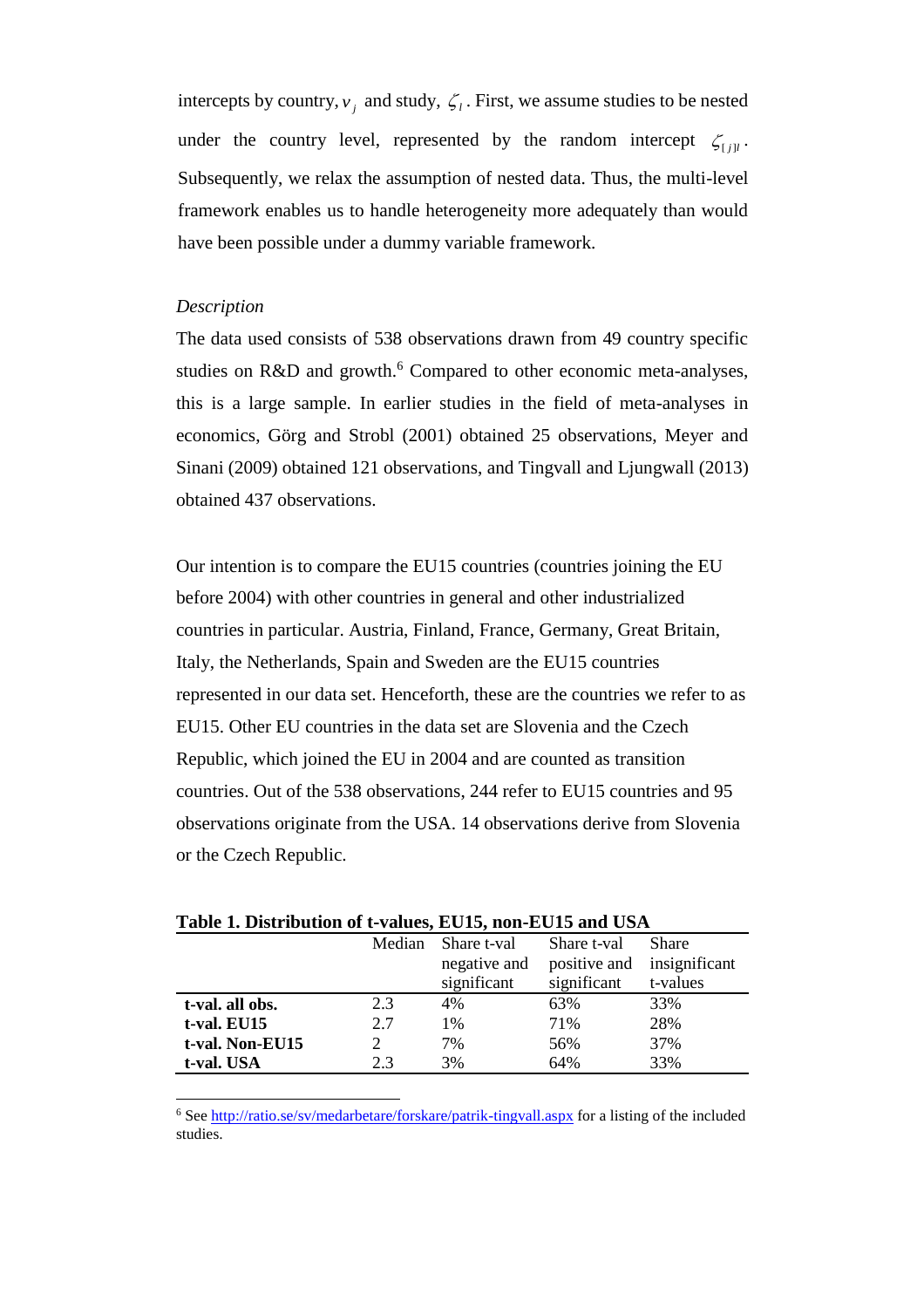intercepts by country, $v_j$ and study, $\zeta_l$. First, we assume studies to be nested under the country level, represented by the random intercept $\zeta_{[j]l}$. Subsequently, we relax the assumption of nested data. Thus, the multi-level framework enables us to handle heterogeneity more adequately than would have been possible under a dummy variable framework.

*Description*

The data used consists of 538 observations drawn from 49 country specific studies on R&D and growth.[6] Compared to other economic meta-analyses, this is a large sample. In earlier studies in the field of meta-analyses in economics, Görg and Strobl (2001) obtained 25 observations, Meyer and Sinani (2009) obtained 121 observations, and Tingvall and Ljungwall (2013) obtained 437 observations.

Our intention is to compare the EU15 countries (countries joining the EU before 2004) with other countries in general and other industrialized countries in particular. Austria, Finland, France, Germany, Great Britain, Italy, the Netherlands, Spain and Sweden are the EU15 countries represented in our data set. Henceforth, these are the countries we refer to as EU15. Other EU countries in the data set are Slovenia and the Czech Republic, which joined the EU in 2004 and are counted as transition countries. Out of the 538 observations, 244 refer to EU15 countries and 95 observations originate from the USA. 14 observations derive from Slovenia or the Czech Republic.

**Table 1. Distribution of t-values, EU15, non-EU15 and USA**

| | Median | Share t-val negative and significant | Share t-val positive and significant | Share insignificant t-values |
|---|---|---|---|---|
| **t-val. all obs.** | 2.3 | 4% | 63% | 33% |
| **t-val. EU15** | 2.7 | 1% | 71% | 28% |
| **t-val. Non-EU15** | 2 | 7% | 56% | 37% |
| **t-val. USA** | 2.3 | 3% | 64% | 33% |

[6] See http://ratio.se/sv/medarbetare/forskare/patrik-tingvall.aspx for a listing of the included studies.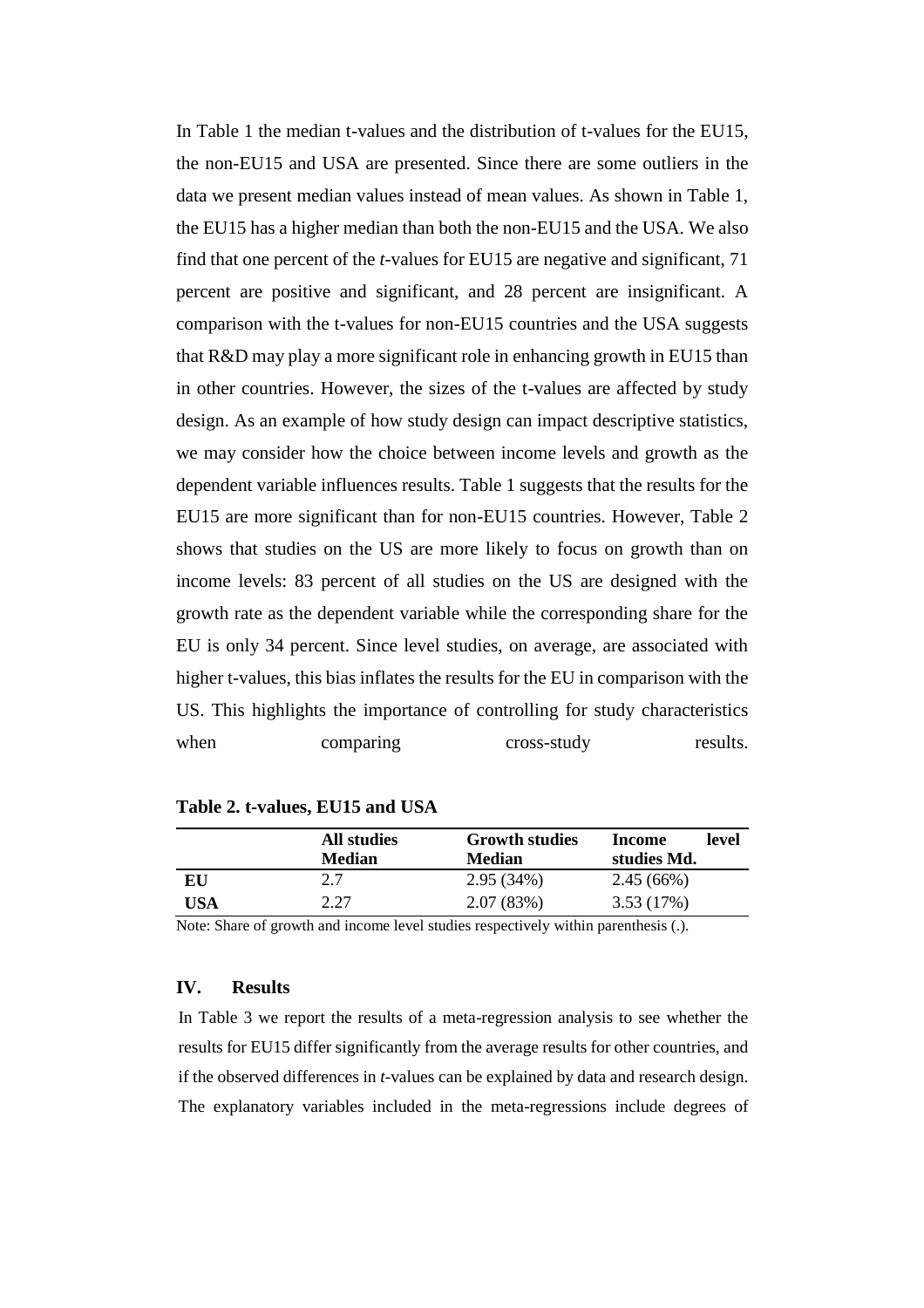In Table 1 the median t-values and the distribution of t-values for the EU15, the non-EU15 and USA are presented. Since there are some outliers in the data we present median values instead of mean values. As shown in Table 1, the EU15 has a higher median than both the non-EU15 and the USA. We also find that one percent of the *t*-values for EU15 are negative and significant, 71 percent are positive and significant, and 28 percent are insignificant. A comparison with the t-values for non-EU15 countries and the USA suggests that R&D may play a more significant role in enhancing growth in EU15 than in other countries. However, the sizes of the t-values are affected by study design. As an example of how study design can impact descriptive statistics, we may consider how the choice between income levels and growth as the dependent variable influences results. Table 1 suggests that the results for the EU15 are more significant than for non-EU15 countries. However, Table 2 shows that studies on the US are more likely to focus on growth than on income levels: 83 percent of all studies on the US are designed with the growth rate as the dependent variable while the corresponding share for the EU is only 34 percent. Since level studies, on average, are associated with higher t-values, this bias inflates the results for the EU in comparison with the US. This highlights the importance of controlling for study characteristics when comparing cross-study results.

**Table 2. t-values, EU15 and USA**

| | All studies Median | Growth studies Median | Income level studies Md. |
|---|---|---|---|
| **EU** | 2.7 | 2.95 (34%) | 2.45 (66%) |
| **USA** | 2.27 | 2.07 (83%) | 3.53 (17%) |

Note: Share of growth and income level studies respectively within parenthesis (.).

## IV. Results

In Table 3 we report the results of a meta-regression analysis to see whether the results for EU15 differ significantly from the average results for other countries, and if the observed differences in *t*-values can be explained by data and research design. The explanatory variables included in the meta-regressions include degrees of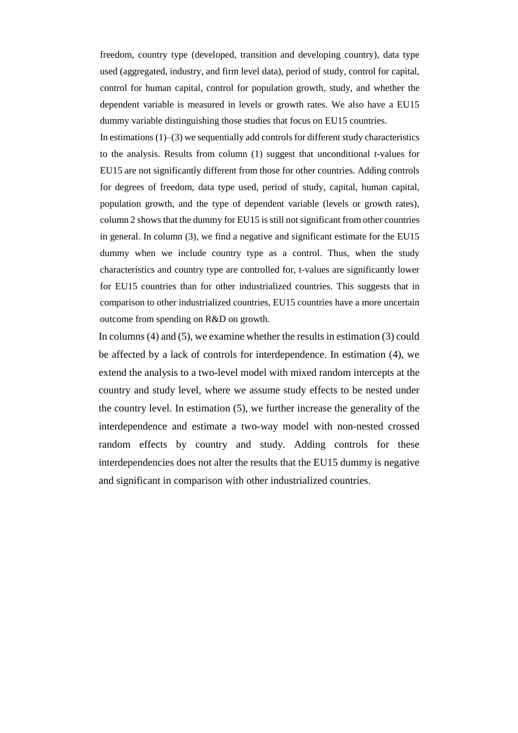freedom, country type (developed, transition and developing country), data type used (aggregated, industry, and firm level data), period of study, control for capital, control for human capital, control for population growth, study, and whether the dependent variable is measured in levels or growth rates. We also have a EU15 dummy variable distinguishing those studies that focus on EU15 countries.

In estimations (1)–(3) we sequentially add controls for different study characteristics to the analysis. Results from column (1) suggest that unconditional *t*-values for EU15 are not significantly different from those for other countries. Adding controls for degrees of freedom, data type used, period of study, capital, human capital, population growth, and the type of dependent variable (levels or growth rates), column 2 shows that the dummy for EU15 is still not significant from other countries in general. In column (3), we find a negative and significant estimate for the EU15 dummy when we include country type as a control. Thus, when the study characteristics and country type are controlled for, t-values are significantly lower for EU15 countries than for other industrialized countries. This suggests that in comparison to other industrialized countries, EU15 countries have a more uncertain outcome from spending on R&D on growth.

In columns (4) and (5), we examine whether the results in estimation (3) could be affected by a lack of controls for interdependence. In estimation (4), we extend the analysis to a two-level model with mixed random intercepts at the country and study level, where we assume study effects to be nested under the country level. In estimation (5), we further increase the generality of the interdependence and estimate a two-way model with non-nested crossed random effects by country and study. Adding controls for these interdependencies does not alter the results that the EU15 dummy is negative and significant in comparison with other industrialized countries.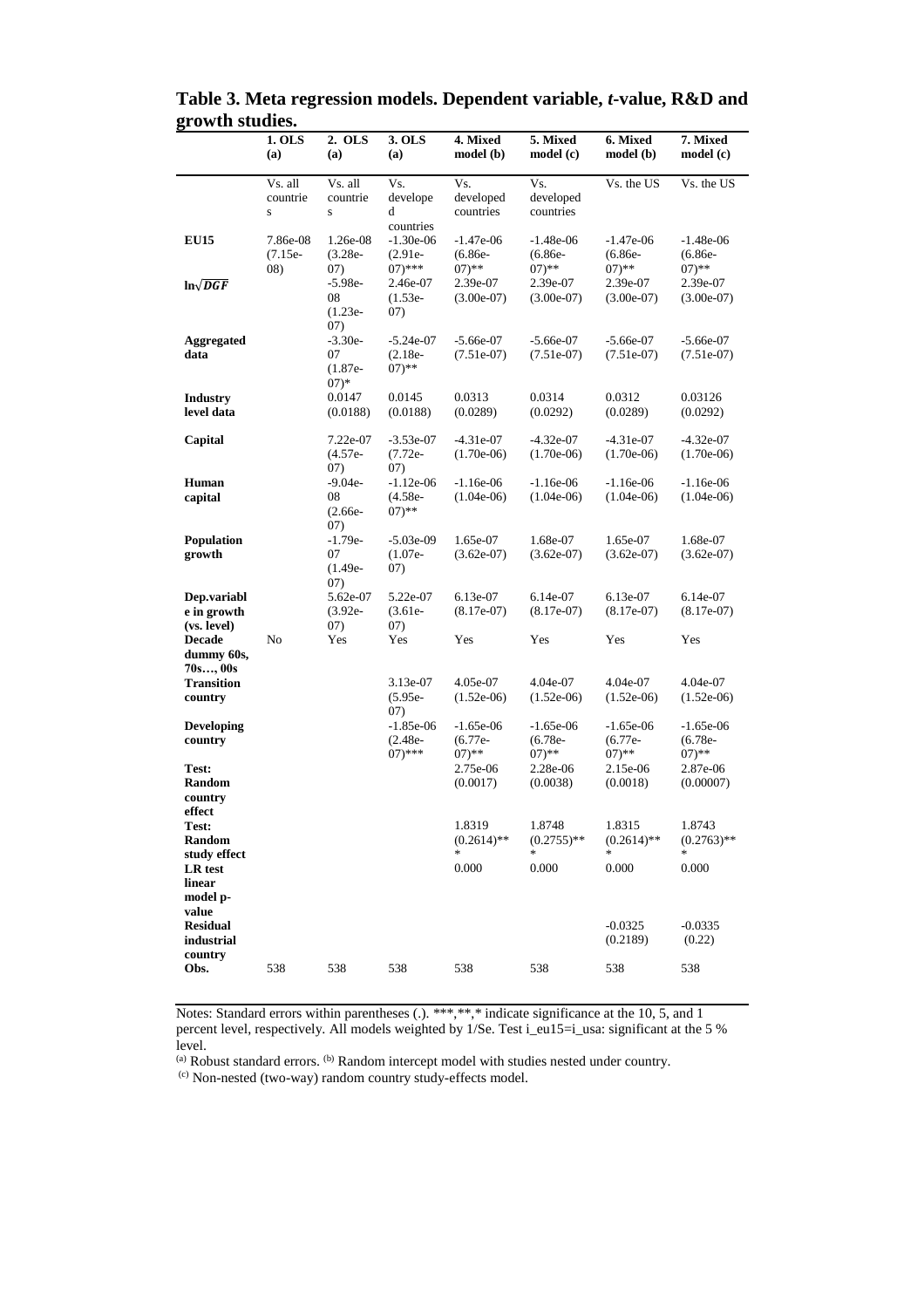**Table 3. Meta regression models. Dependent variable, *t*-value, R&D and growth studies.**

| | 1. OLS (a) | 2. OLS (a) | 3. OLS (a) | 4. Mixed model (b) | 5. Mixed model (c) | 6. Mixed model (b) | 7. Mixed model (c) |
|---|---|---|---|---|---|---|---|
| | Vs. all countries | Vs. all countries | Vs. developed countries | Vs. developed countries | Vs. developed countries | Vs. the US | Vs. the US |
| **EU15** | 7.86e-08 (7.15e-08) | 1.26e-08 (3.28e-07) | -1.30e-06 (2.91e-07)*** | -1.47e-06 (6.86e-07)** | -1.48e-06 (6.86e-07)** | -1.47e-06 (6.86e-07)** | -1.48e-06 (6.86e-07)** |
| **$\ln\sqrt{DGF}$** | | -5.98e-08 (1.23e-07) | 2.46e-07 (1.53e-07) | 2.39e-07 (3.00e-07) | 2.39e-07 (3.00e-07) | 2.39e-07 (3.00e-07) | 2.39e-07 (3.00e-07) |
| **Aggregated data** | | -3.30e-07 (1.87e-07)* | -5.24e-07 (2.18e-07)** | -5.66e-07 (7.51e-07) | -5.66e-07 (7.51e-07) | -5.66e-07 (7.51e-07) | -5.66e-07 (7.51e-07) |
| **Industry level data** | | 0.0147 (0.0188) | 0.0145 (0.0188) | 0.0313 (0.0289) | 0.0314 (0.0292) | 0.0312 (0.0289) | 0.03126 (0.0292) |
| **Capital** | | 7.22e-07 (4.57e-07) | -3.53e-07 (7.72e-07) | -4.31e-07 (1.70e-06) | -4.32e-07 (1.70e-06) | -4.31e-07 (1.70e-06) | -4.32e-07 (1.70e-06) |
| **Human capital** | | -9.04e-08 (2.66e-07) | -1.12e-06 (4.58e-07)** | -1.16e-06 (1.04e-06) | -1.16e-06 (1.04e-06) | -1.16e-06 (1.04e-06) | -1.16e-06 (1.04e-06) |
| **Population growth** | | -1.79e-07 (1.49e-07) | -5.03e-09 (1.07e-07) | 1.65e-07 (3.62e-07) | 1.68e-07 (3.62e-07) | 1.65e-07 (3.62e-07) | 1.68e-07 (3.62e-07) |
| **Dep.variable in growth (vs. level)** | | 5.62e-07 (3.92e-07) | 5.22e-07 (3.61e-07) | 6.13e-07 (8.17e-07) | 6.14e-07 (8.17e-07) | 6.13e-07 (8.17e-07) | 6.14e-07 (8.17e-07) |
| **Decade dummy 60s, 70s…, 00s** | No | Yes | Yes | Yes | Yes | Yes | Yes |
| **Transition country** | | | 3.13e-07 (5.95e-07) | 4.05e-07 (1.52e-06) | 4.04e-07 (1.52e-06) | 4.04e-07 (1.52e-06) | 4.04e-07 (1.52e-06) |
| **Developing country** | | | -1.85e-06 (2.48e-07)*** | -1.65e-06 (6.77e-07)** | -1.65e-06 (6.78e-07)** | -1.65e-06 (6.77e-07)** | -1.65e-06 (6.78e-07)** |
| **Test: Random country effect** | | | | 2.75e-06 (0.0017) | 2.28e-06 (0.0038) | 2.15e-06 (0.0018) | 2.87e-06 (0.00007) |
| **Test: Random study effect** | | | | 1.8319 (0.2614)*** | 1.8748 (0.2755)*** | 1.8315 (0.2614)*** | 1.8743 (0.2763)*** |
| **LR test linear model p-value** | | | | 0.000 | 0.000 | 0.000 | 0.000 |
| **Residual industrial country** | | | | | | -0.0325 (0.2189) | -0.0335 (0.22) |
| **Obs.** | 538 | 538 | 538 | 538 | 538 | 538 | 538 |

Notes: Standard errors within parentheses (.). ***,**,* indicate significance at the 10, 5, and 1 percent level, respectively. All models weighted by 1/Se. Test i_eu15=i_usa: significant at the 5 % level.

[(a)] Robust standard errors. [(b)] Random intercept model with studies nested under country.

[(c)] Non-nested (two-way) random country study-effects model.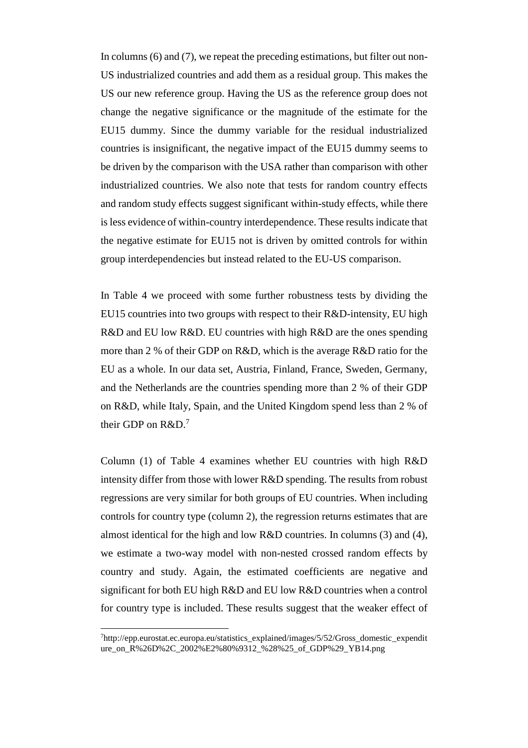In columns (6) and (7), we repeat the preceding estimations, but filter out non-US industrialized countries and add them as a residual group. This makes the US our new reference group. Having the US as the reference group does not change the negative significance or the magnitude of the estimate for the EU15 dummy. Since the dummy variable for the residual industrialized countries is insignificant, the negative impact of the EU15 dummy seems to be driven by the comparison with the USA rather than comparison with other industrialized countries. We also note that tests for random country effects and random study effects suggest significant within-study effects, while there is less evidence of within-country interdependence. These results indicate that the negative estimate for EU15 not is driven by omitted controls for within group interdependencies but instead related to the EU-US comparison.

In Table 4 we proceed with some further robustness tests by dividing the EU15 countries into two groups with respect to their R&D-intensity, EU high R&D and EU low R&D. EU countries with high R&D are the ones spending more than 2 % of their GDP on R&D, which is the average R&D ratio for the EU as a whole. In our data set, Austria, Finland, France, Sweden, Germany, and the Netherlands are the countries spending more than 2 % of their GDP on R&D, while Italy, Spain, and the United Kingdom spend less than 2 % of their GDP on R&D.[7]

Column (1) of Table 4 examines whether EU countries with high R&D intensity differ from those with lower R&D spending. The results from robust regressions are very similar for both groups of EU countries. When including controls for country type (column 2), the regression returns estimates that are almost identical for the high and low R&D countries. In columns (3) and (4), we estimate a two-way model with non-nested crossed random effects by country and study. Again, the estimated coefficients are negative and significant for both EU high R&D and EU low R&D countries when a control for country type is included. These results suggest that the weaker effect of

[7] http://epp.eurostat.ec.europa.eu/statistics_explained/images/5/52/Gross_domestic_expenditure_on_R%26D%2C_2002%E2%80%9312_%28%25_of_GDP%29_YB14.png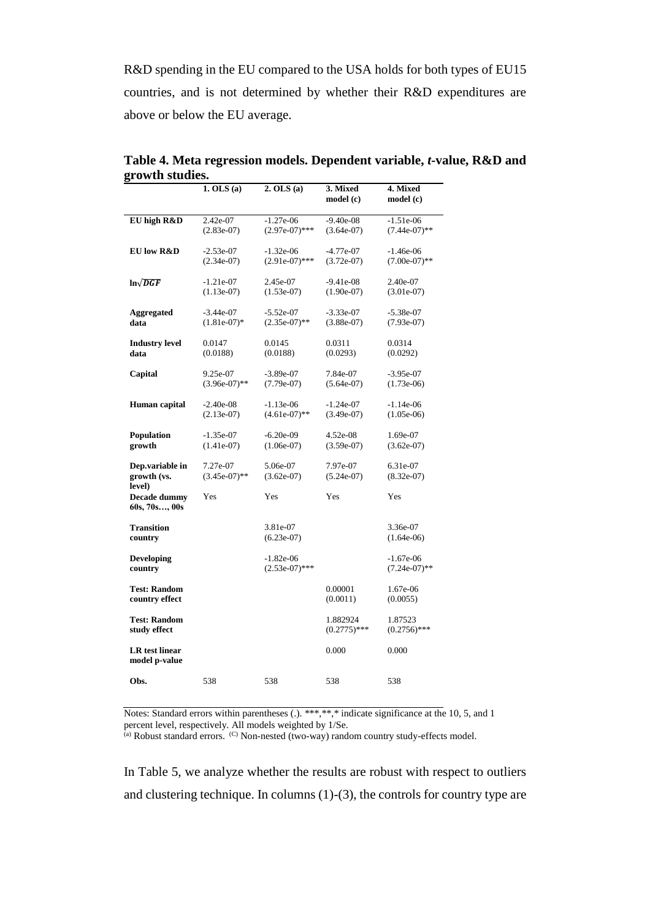R&D spending in the EU compared to the USA holds for both types of EU15 countries, and is not determined by whether their R&D expenditures are above or below the EU average.

**Table 4. Meta regression models. Dependent variable, *t*-value, R&D and growth studies.**

| | 1. OLS (a) | 2. OLS (a) | 3. Mixed model (c) | 4. Mixed model (c) |
|---|---|---|---|---|
| **EU high R&D** | 2.42e-07<br>(2.83e-07) | -1.27e-06<br>(2.97e-07)*** | -9.40e-08<br>(3.64e-07) | -1.51e-06<br>(7.44e-07)** |
| **EU low R&D** | -2.53e-07<br>(2.34e-07) | -1.32e-06<br>(2.91e-07)*** | -4.77e-07<br>(3.72e-07) | -1.46e-06<br>(7.00e-07)** |
| $\ln\sqrt{DGF}$ | -1.21e-07<br>(1.13e-07) | 2.45e-07<br>(1.53e-07) | -9.41e-08<br>(1.90e-07) | 2.40e-07<br>(3.01e-07) |
| **Aggregated data** | -3.44e-07<br>(1.81e-07)* | -5.52e-07<br>(2.35e-07)** | -3.33e-07<br>(3.88e-07) | -5.38e-07<br>(7.93e-07) |
| **Industry level data** | 0.0147<br>(0.0188) | 0.0145<br>(0.0188) | 0.0311<br>(0.0293) | 0.0314<br>(0.0292) |
| **Capital** | 9.25e-07<br>(3.96e-07)** | -3.89e-07<br>(7.79e-07) | 7.84e-07<br>(5.64e-07) | -3.95e-07<br>(1.73e-06) |
| **Human capital** | -2.40e-08<br>(2.13e-07) | -1.13e-06<br>(4.61e-07)** | -1.24e-07<br>(3.49e-07) | -1.14e-06<br>(1.05e-06) |
| **Population growth** | -1.35e-07<br>(1.41e-07) | -6.20e-09<br>(1.06e-07) | 4.52e-08<br>(3.59e-07) | 1.69e-07<br>(3.62e-07) |
| **Dep.variable in growth (vs. level)** | 7.27e-07<br>(3.45e-07)** | 5.06e-07<br>(3.62e-07) | 7.97e-07<br>(5.24e-07) | 6.31e-07<br>(8.32e-07) |
| **Decade dummy 60s, 70s…, 00s** | Yes | Yes | Yes | Yes |
| **Transition country** | | 3.81e-07<br>(6.23e-07) | | 3.36e-07<br>(1.64e-06) |
| **Developing country** | | -1.82e-06<br>(2.53e-07)*** | | -1.67e-06<br>(7.24e-07)** |
| **Test: Random country effect** | | | 0.00001<br>(0.0011) | 1.67e-06<br>(0.0055) |
| **Test: Random study effect** | | | 1.882924<br>(0.2775)*** | 1.87523<br>(0.2756)*** |
| **LR test linear model p-value** | | | 0.000 | 0.000 |
| **Obs.** | 538 | 538 | 538 | 538 |

Notes: Standard errors within parentheses (.). ***,**,* indicate significance at the 10, 5, and 1 percent level, respectively. All models weighted by 1/Se.
[(a)] Robust standard errors. [(C)] Non-nested (two-way) random country study-effects model.

In Table 5, we analyze whether the results are robust with respect to outliers and clustering technique. In columns (1)-(3), the controls for country type are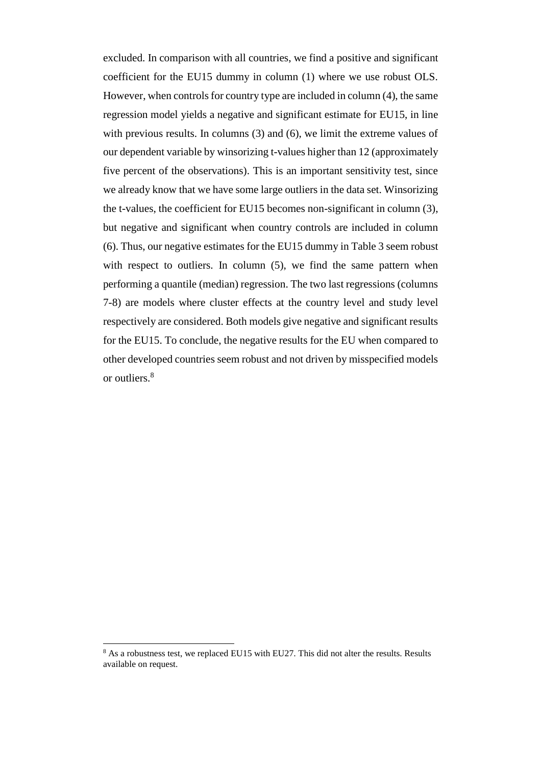excluded. In comparison with all countries, we find a positive and significant coefficient for the EU15 dummy in column (1) where we use robust OLS. However, when controls for country type are included in column (4), the same regression model yields a negative and significant estimate for EU15, in line with previous results. In columns (3) and (6), we limit the extreme values of our dependent variable by winsorizing t-values higher than 12 (approximately five percent of the observations). This is an important sensitivity test, since we already know that we have some large outliers in the data set. Winsorizing the t-values, the coefficient for EU15 becomes non-significant in column (3), but negative and significant when country controls are included in column (6). Thus, our negative estimates for the EU15 dummy in Table 3 seem robust with respect to outliers. In column (5), we find the same pattern when performing a quantile (median) regression. The two last regressions (columns 7-8) are models where cluster effects at the country level and study level respectively are considered. Both models give negative and significant results for the EU15. To conclude, the negative results for the EU when compared to other developed countries seem robust and not driven by misspecified models or outliers.[8]

---

[8] As a robustness test, we replaced EU15 with EU27. This did not alter the results. Results available on request.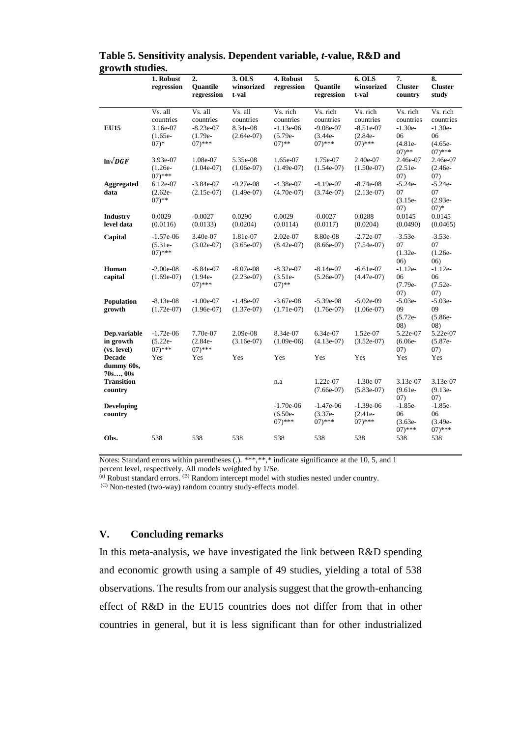**Table 5. Sensitivity analysis. Dependent variable, *t*-value, R&D and growth studies.**

| | 1. Robust regression | 2. Quantile regression | 3. OLS winsorized t-val | 4. Robust regression | 5. Quantile regression | 6. OLS winsorized t-val | 7. Cluster country | 8. Cluster study |
|---|---|---|---|---|---|---|---|---|
| | Vs. all countries | Vs. all countries | Vs. all countries | Vs. rich countries | Vs. rich countries | Vs. rich countries | Vs. rich countries | Vs. rich countries |
| **EU15** | 3.16e-07 (1.65e-07)* | -8.23e-07 (1.79e-07)*** | 8.34e-08 (2.64e-07) | -1.13e-06 (5.79e-07)** | -9.08e-07 (3.44e-07)*** | -8.51e-07 (2.84e-07)*** | -1.30e-06 (4.81e-07)** | -1.30e-06 (4.65e-07)*** |
| **$\ln\sqrt{DGF}$** | 3.93e-07 (1.26e-07)*** | 1.08e-07 (1.04e-07) | 5.35e-08 (1.06e-07) | 1.65e-07 (1.49e-07) | 1.75e-07 (1.54e-07) | 2.40e-07 (1.50e-07) | 2.46e-07 (2.51e-07) | 2.46e-07 (2.46e-07) |
| **Aggregated data** | 6.12e-07 (2.62e-07)** | -3.84e-07 (2.15e-07) | -9.27e-08 (1.49e-07) | -4.38e-07 (4.70e-07) | -4.19e-07 (3.74e-07) | -8.74e-08 (2.13e-07) | -5.24e-07 (3.15e-07) | -5.24e-07 (2.93e-07)* |
| **Industry level data** | 0.0029 (0.0116) | -0.0027 (0.0133) | 0.0290 (0.0204) | 0.0029 (0.0114) | -0.0027 (0.0117) | 0.0288 (0.0204) | 0.0145 (0.0490) | 0.0145 (0.0465) |
| **Capital** | -1.57e-06 (5.31e-07)*** | 3.40e-07 (3.02e-07) | 1.81e-07 (3.65e-07) | 2.02e-07 (8.42e-07) | 8.80e-08 (8.66e-07) | -2.72e-07 (7.54e-07) | -3.53e-07 (1.32e-06) | -3.53e-07 (1.26e-06) |
| **Human capital** | -2.00e-08 (1.69e-07) | -6.84e-07 (1.94e-07)*** | -8.07e-08 (2.23e-07) | -8.32e-07 (3.51e-07)** | -8.14e-07 (5.26e-07) | -6.61e-07 (4.47e-07) | -1.12e-06 (7.79e-07) | -1.12e-06 (7.52e-07) |
| **Population growth** | -8.13e-08 (1.72e-07) | -1.00e-07 (1.96e-07) | -1.48e-07 (1.37e-07) | -3.67e-08 (1.71e-07) | -5.39e-08 (1.76e-07) | -5.02e-09 (1.06e-07) | -5.03e-09 (5.72e-08) | -5.03e-09 (5.86e-08) |
| **Dep.variable in growth (vs. level)** | -1.72e-06 (5.22e-07)*** | 7.70e-07 (2.84e-07)*** | 2.09e-08 (3.16e-07) | 8.34e-07 (1.09e-06) | 6.34e-07 (4.13e-07) | 1.52e-07 (3.52e-07) | 5.22e-07 (6.06e-07) | 5.22e-07 (5.87e-07) |
| **Decade dummy 60s, 70s…, 00s** | Yes | Yes | Yes | Yes | Yes | Yes | Yes | Yes |
| **Transition country** | | | | n.a | 1.22e-07 (7.66e-07) | -1.30e-07 (5.83e-07) | 3.13e-07 (9.61e-07) | 3.13e-07 (9.13e-07) |
| **Developing country** | | | | -1.70e-06 (6.50e-07)*** | -1.47e-06 (3.37e-07)*** | -1.39e-06 (2.41e-07)*** | -1.85e-06 (3.63e-07)*** | -1.85e-06 (3.49e-07)*** |
| **Obs.** | 538 | 538 | 538 | 538 | 538 | 538 | 538 | 538 |

Notes: Standard errors within parentheses (.). ***,**,* indicate significance at the 10, 5, and 1 percent level, respectively. All models weighted by 1/Se.
[(a)] Robust standard errors. [(B)] Random intercept model with studies nested under country.
[(C)] Non-nested (two-way) random country study-effects model.

## V. Concluding remarks

In this meta-analysis, we have investigated the link between R&D spending and economic growth using a sample of 49 studies, yielding a total of 538 observations. The results from our analysis suggest that the growth-enhancing effect of R&D in the EU15 countries does not differ from that in other countries in general, but it is less significant than for other industrialized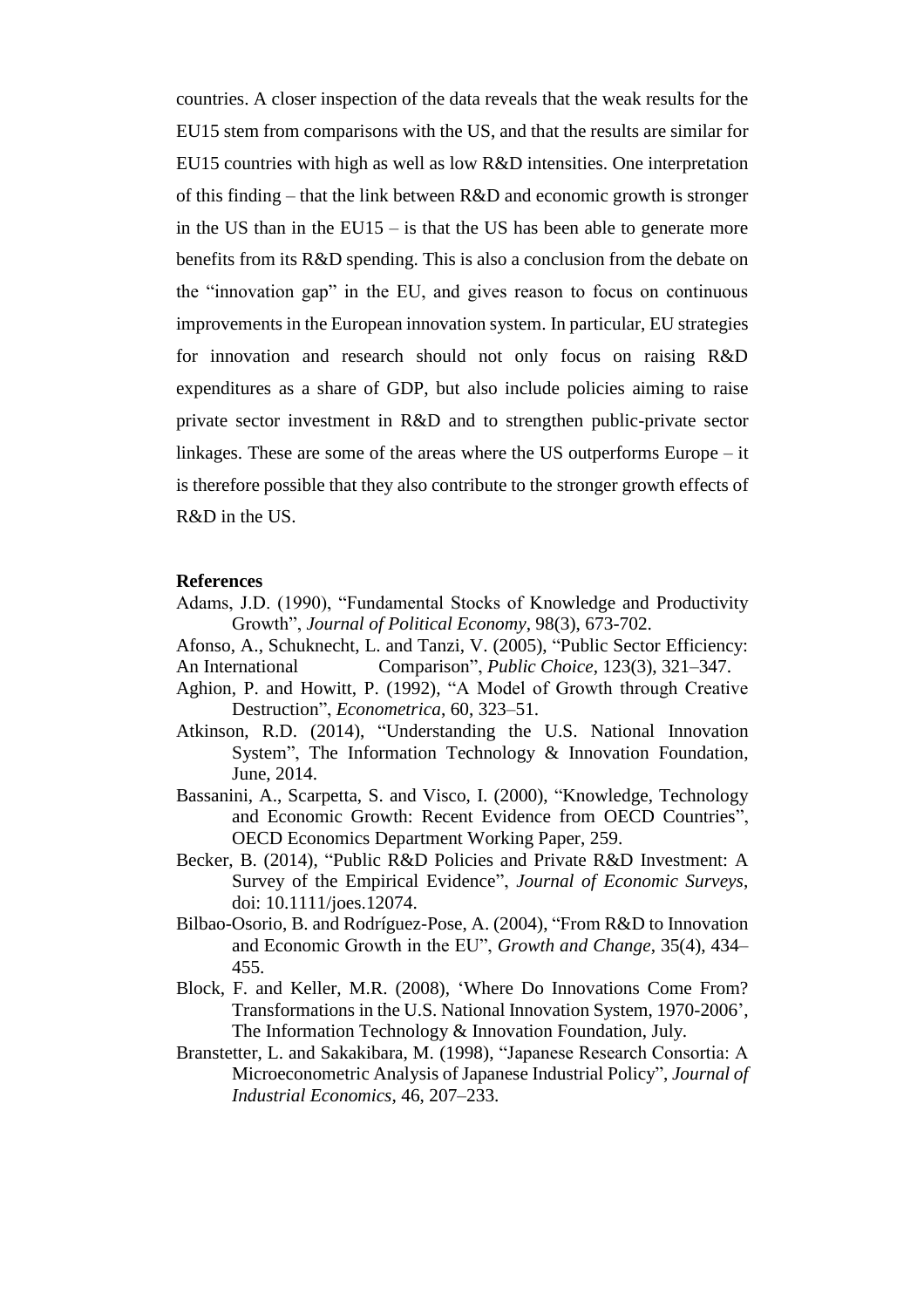countries. A closer inspection of the data reveals that the weak results for the EU15 stem from comparisons with the US, and that the results are similar for EU15 countries with high as well as low R&D intensities. One interpretation of this finding – that the link between R&D and economic growth is stronger in the US than in the EU15 – is that the US has been able to generate more benefits from its R&D spending. This is also a conclusion from the debate on the "innovation gap" in the EU, and gives reason to focus on continuous improvements in the European innovation system. In particular, EU strategies for innovation and research should not only focus on raising R&D expenditures as a share of GDP, but also include policies aiming to raise private sector investment in R&D and to strengthen public-private sector linkages. These are some of the areas where the US outperforms Europe – it is therefore possible that they also contribute to the stronger growth effects of R&D in the US.

**References**

Adams, J.D. (1990), "Fundamental Stocks of Knowledge and Productivity Growth", *Journal of Political Economy*, 98(3), 673-702.

Afonso, A., Schuknecht, L. and Tanzi, V. (2005), "Public Sector Efficiency: An International Comparison", *Public Choice*, 123(3), 321–347.

Aghion, P. and Howitt, P. (1992), "A Model of Growth through Creative Destruction", *Econometrica*, 60, 323–51.

Atkinson, R.D. (2014), "Understanding the U.S. National Innovation System", The Information Technology & Innovation Foundation, June, 2014.

Bassanini, A., Scarpetta, S. and Visco, I. (2000), "Knowledge, Technology and Economic Growth: Recent Evidence from OECD Countries", OECD Economics Department Working Paper, 259.

Becker, B. (2014), "Public R&D Policies and Private R&D Investment: A Survey of the Empirical Evidence", *Journal of Economic Surveys*, doi: 10.1111/joes.12074.

Bilbao-Osorio, B. and Rodríguez-Pose, A. (2004), "From R&D to Innovation and Economic Growth in the EU", *Growth and Change*, 35(4), 434–455.

Block, F. and Keller, M.R. (2008), 'Where Do Innovations Come From? Transformations in the U.S. National Innovation System, 1970-2006', The Information Technology & Innovation Foundation, July.

Branstetter, L. and Sakakibara, M. (1998), "Japanese Research Consortia: A Microeconometric Analysis of Japanese Industrial Policy", *Journal of Industrial Economics*, 46, 207–233.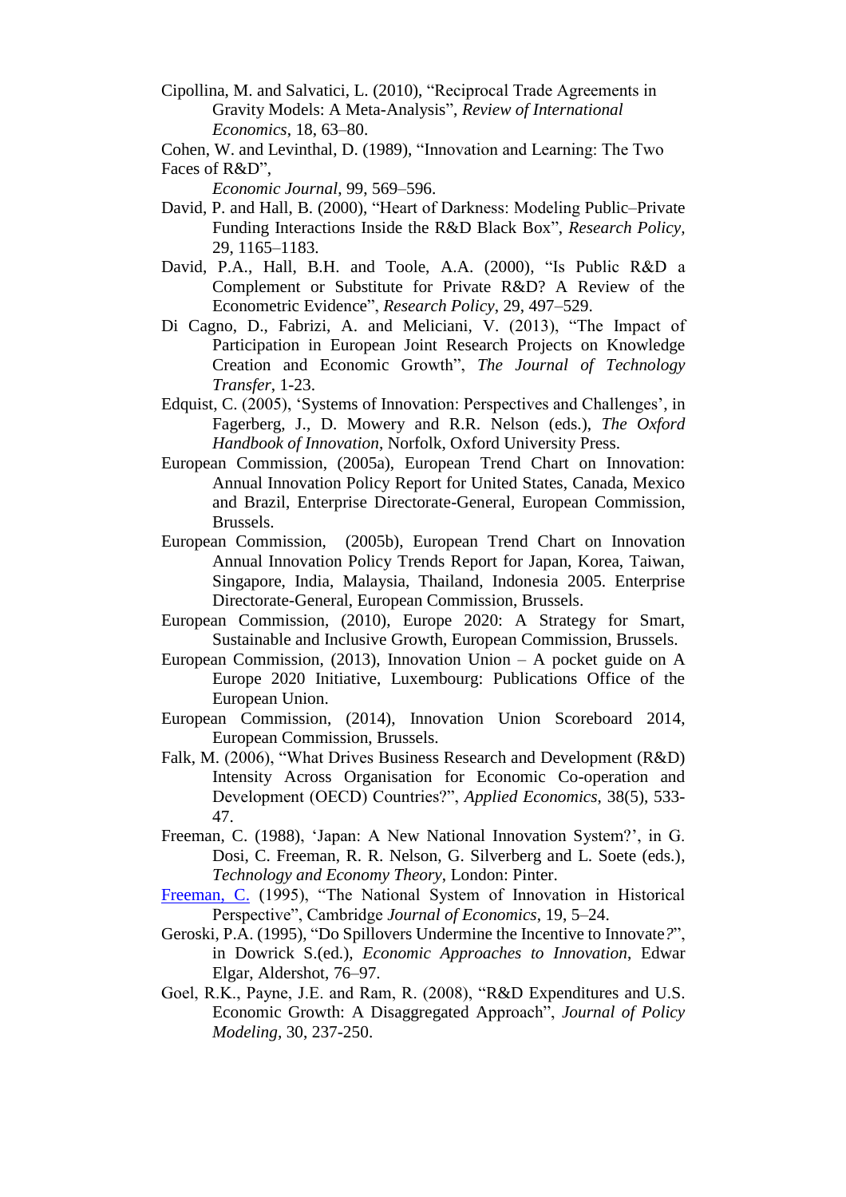Cipollina, M. and Salvatici, L. (2010), "Reciprocal Trade Agreements in Gravity Models: A Meta-Analysis", *Review of International Economics*, 18, 63–80.

Cohen, W. and Levinthal, D. (1989), "Innovation and Learning: The Two Faces of R&D", *Economic Journal*, 99, 569–596.

David, P. and Hall, B. (2000), "Heart of Darkness: Modeling Public–Private Funding Interactions Inside the R&D Black Box", *Research Policy*, 29, 1165–1183.

David, P.A., Hall, B.H. and Toole, A.A. (2000), "Is Public R&D a Complement or Substitute for Private R&D? A Review of the Econometric Evidence", *Research Policy*, 29, 497–529.

Di Cagno, D., Fabrizi, A. and Meliciani, V. (2013), "The Impact of Participation in European Joint Research Projects on Knowledge Creation and Economic Growth", *The Journal of Technology Transfer*, 1-23.

Edquist, C. (2005), 'Systems of Innovation: Perspectives and Challenges', in Fagerberg, J., D. Mowery and R.R. Nelson (eds.), *The Oxford Handbook of Innovation*, Norfolk, Oxford University Press.

European Commission, (2005a), European Trend Chart on Innovation: Annual Innovation Policy Report for United States, Canada, Mexico and Brazil, Enterprise Directorate-General, European Commission, Brussels.

European Commission, (2005b), European Trend Chart on Innovation Annual Innovation Policy Trends Report for Japan, Korea, Taiwan, Singapore, India, Malaysia, Thailand, Indonesia 2005. Enterprise Directorate-General, European Commission, Brussels.

European Commission, (2010), Europe 2020: A Strategy for Smart, Sustainable and Inclusive Growth, European Commission, Brussels.

European Commission, (2013), Innovation Union – A pocket guide on A Europe 2020 Initiative, Luxembourg: Publications Office of the European Union.

European Commission, (2014), Innovation Union Scoreboard 2014, European Commission, Brussels.

Falk, M. (2006), "What Drives Business Research and Development (R&D) Intensity Across Organisation for Economic Co-operation and Development (OECD) Countries?", *Applied Economics*, 38(5), 533-47.

Freeman, C. (1988), 'Japan: A New National Innovation System?', in G. Dosi, C. Freeman, R. R. Nelson, G. Silverberg and L. Soete (eds.), *Technology and Economy Theory*, London: Pinter.

Freeman, C. (1995), "The National System of Innovation in Historical Perspective", Cambridge *Journal of Economics*, 19, 5–24.

Geroski, P.A. (1995), "Do Spillovers Undermine the Incentive to Innovate?", in Dowrick S.(ed.), *Economic Approaches to Innovation*, Edwar Elgar, Aldershot, 76–97.

Goel, R.K., Payne, J.E. and Ram, R. (2008), "R&D Expenditures and U.S. Economic Growth: A Disaggregated Approach", *Journal of Policy Modeling*, 30, 237-250.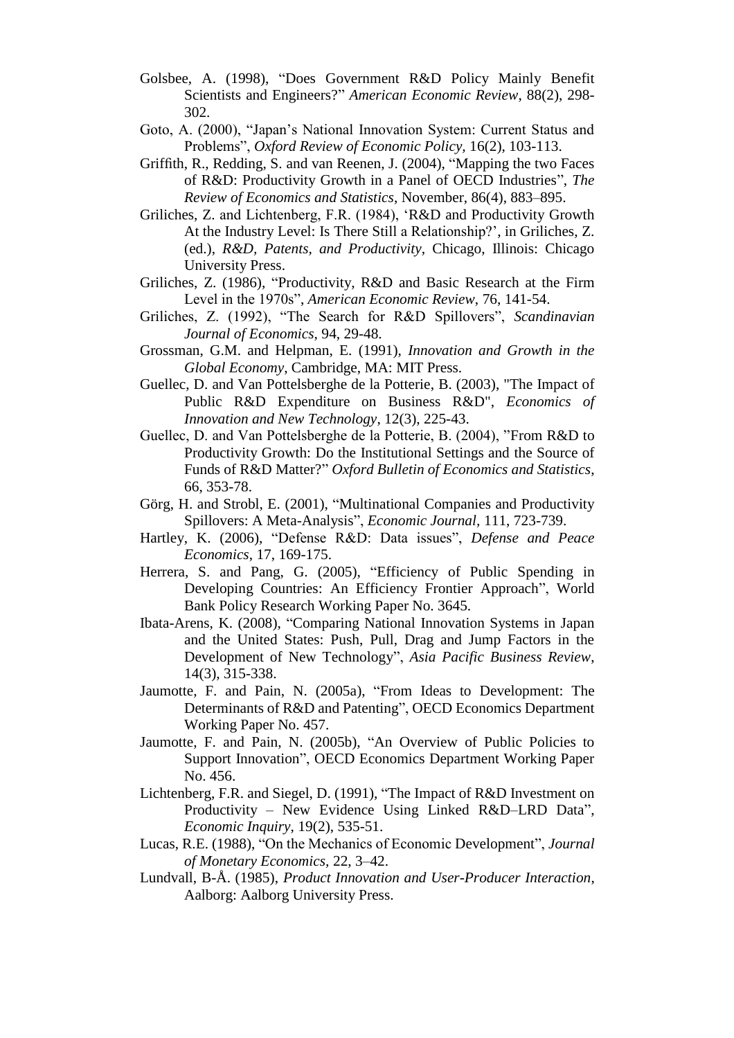Golsbee, A. (1998), "Does Government R&D Policy Mainly Benefit Scientists and Engineers?" *American Economic Review*, 88(2), 298-302.

Goto, A. (2000), "Japan's National Innovation System: Current Status and Problems", *Oxford Review of Economic Policy*, 16(2), 103-113.

Griffith, R., Redding, S. and van Reenen, J. (2004), "Mapping the two Faces of R&D: Productivity Growth in a Panel of OECD Industries", *The Review of Economics and Statistics*, November, 86(4), 883–895.

Griliches, Z. and Lichtenberg, F.R. (1984), 'R&D and Productivity Growth At the Industry Level: Is There Still a Relationship?', in Griliches, Z. (ed.), *R&D, Patents, and Productivity*, Chicago, Illinois: Chicago University Press.

Griliches, Z. (1986), "Productivity, R&D and Basic Research at the Firm Level in the 1970s", *American Economic Review*, 76, 141-54.

Griliches, Z. (1992), "The Search for R&D Spillovers", *Scandinavian Journal of Economics*, 94, 29-48.

Grossman, G.M. and Helpman, E. (1991), *Innovation and Growth in the Global Economy*, Cambridge, MA: MIT Press.

Guellec, D. and Van Pottelsberghe de la Potterie, B. (2003), "The Impact of Public R&D Expenditure on Business R&D", *Economics of Innovation and New Technology*, 12(3), 225-43.

Guellec, D. and Van Pottelsberghe de la Potterie, B. (2004), "From R&D to Productivity Growth: Do the Institutional Settings and the Source of Funds of R&D Matter?" *Oxford Bulletin of Economics and Statistics*, 66, 353-78.

Görg, H. and Strobl, E. (2001), "Multinational Companies and Productivity Spillovers: A Meta-Analysis", *Economic Journal*, 111, 723-739.

Hartley, K. (2006), "Defense R&D: Data issues", *Defense and Peace Economics*, 17, 169-175.

Herrera, S. and Pang, G. (2005), "Efficiency of Public Spending in Developing Countries: An Efficiency Frontier Approach", World Bank Policy Research Working Paper No. 3645.

Ibata-Arens, K. (2008), "Comparing National Innovation Systems in Japan and the United States: Push, Pull, Drag and Jump Factors in the Development of New Technology", *Asia Pacific Business Review*, 14(3), 315-338.

Jaumotte, F. and Pain, N. (2005a), "From Ideas to Development: The Determinants of R&D and Patenting", OECD Economics Department Working Paper No. 457.

Jaumotte, F. and Pain, N. (2005b), "An Overview of Public Policies to Support Innovation", OECD Economics Department Working Paper No. 456.

Lichtenberg, F.R. and Siegel, D. (1991), "The Impact of R&D Investment on Productivity – New Evidence Using Linked R&D–LRD Data", *Economic Inquiry*, 19(2), 535-51.

Lucas, R.E. (1988), "On the Mechanics of Economic Development", *Journal of Monetary Economics*, 22, 3–42.

Lundvall, B-Å. (1985), *Product Innovation and User-Producer Interaction*, Aalborg: Aalborg University Press.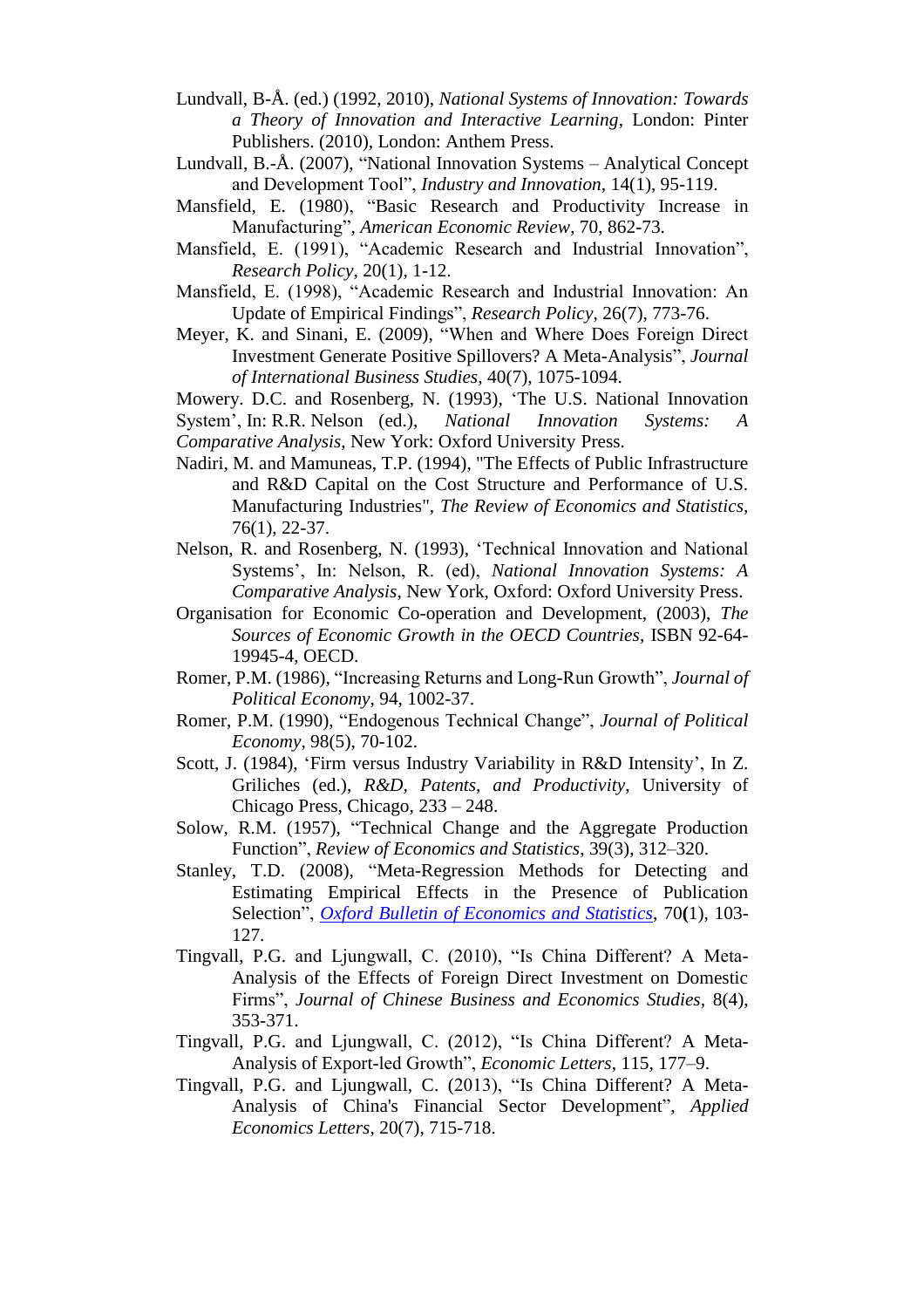Lundvall, B-Å. (ed.) (1992, 2010), *National Systems of Innovation: Towards a Theory of Innovation and Interactive Learning*, London: Pinter Publishers. (2010), London: Anthem Press.

Lundvall, B.-Å. (2007), "National Innovation Systems – Analytical Concept and Development Tool", *Industry and Innovation*, 14(1), 95-119.

Mansfield, E. (1980), "Basic Research and Productivity Increase in Manufacturing", *American Economic Review*, 70, 862-73.

Mansfield, E. (1991), "Academic Research and Industrial Innovation", *Research Policy*, 20(1), 1-12.

Mansfield, E. (1998), "Academic Research and Industrial Innovation: An Update of Empirical Findings", *Research Policy*, 26(7), 773-76.

Meyer, K. and Sinani, E. (2009), "When and Where Does Foreign Direct Investment Generate Positive Spillovers? A Meta-Analysis", *Journal of International Business Studies*, 40(7), 1075-1094.

Mowery. D.C. and Rosenberg, N. (1993), 'The U.S. National Innovation System', In: R.R. Nelson (ed.), *National Innovation Systems: A Comparative Analysis*, New York: Oxford University Press.

Nadiri, M. and Mamuneas, T.P. (1994), "The Effects of Public Infrastructure and R&D Capital on the Cost Structure and Performance of U.S. Manufacturing Industries", *The Review of Economics and Statistics*, 76(1), 22-37.

Nelson, R. and Rosenberg, N. (1993), 'Technical Innovation and National Systems', In: Nelson, R. (ed), *National Innovation Systems: A Comparative Analysis*, New York, Oxford: Oxford University Press.

Organisation for Economic Co-operation and Development, (2003), *The Sources of Economic Growth in the OECD Countries*, ISBN 92-64-19945-4, OECD.

Romer, P.M. (1986), "Increasing Returns and Long-Run Growth", *Journal of Political Economy*, 94, 1002-37.

Romer, P.M. (1990), "Endogenous Technical Change", *Journal of Political Economy*, 98(5), 70-102.

Scott, J. (1984), 'Firm versus Industry Variability in R&D Intensity', In Z. Griliches (ed.), *R&D, Patents, and Productivity*, University of Chicago Press, Chicago, 233 – 248.

Solow, R.M. (1957), "Technical Change and the Aggregate Production Function", *Review of Economics and Statistics*, 39(3), 312–320.

Stanley, T.D. (2008), "Meta-Regression Methods for Detecting and Estimating Empirical Effects in the Presence of Publication Selection", *Oxford Bulletin of Economics and Statistics*, 70**(**1), 103-127.

Tingvall, P.G. and Ljungwall, C. (2010), "Is China Different? A Meta-Analysis of the Effects of Foreign Direct Investment on Domestic Firms", *Journal of Chinese Business and Economics Studies*, 8(4), 353-371.

Tingvall, P.G. and Ljungwall, C. (2012), "Is China Different? A Meta-Analysis of Export-led Growth", *Economic Letters*, 115, 177–9.

Tingvall, P.G. and Ljungwall, C. (2013), "Is China Different? A Meta-Analysis of China's Financial Sector Development", *Applied Economics Letters*, 20(7), 715-718.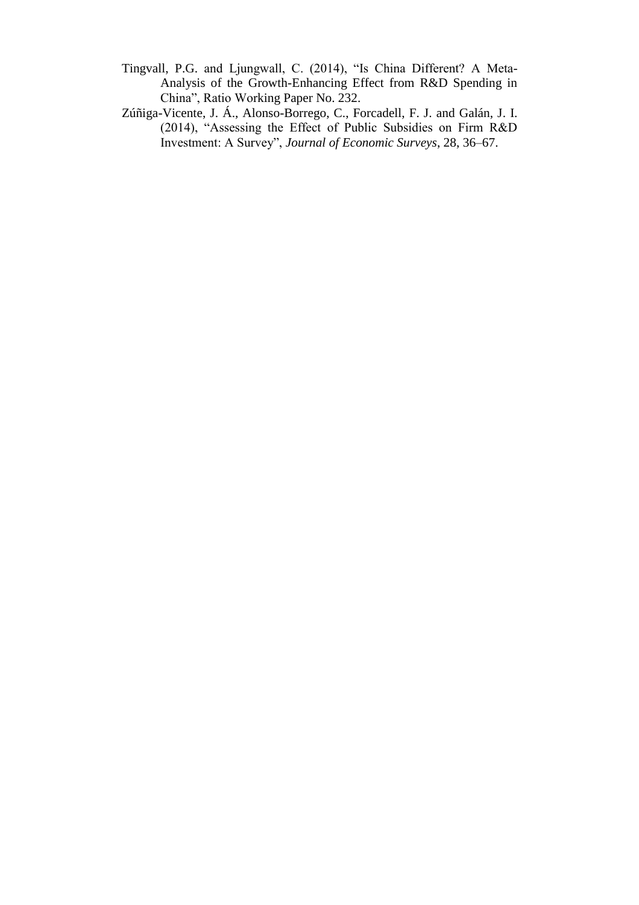Tingvall, P.G. and Ljungwall, C. (2014), "Is China Different? A Meta-Analysis of the Growth-Enhancing Effect from R&D Spending in China", Ratio Working Paper No. 232.

Zúñiga-Vicente, J. Á., Alonso-Borrego, C., Forcadell, F. J. and Galán, J. I. (2014), "Assessing the Effect of Public Subsidies on Firm R&D Investment: A Survey", *Journal of Economic Surveys*, 28, 36–67.